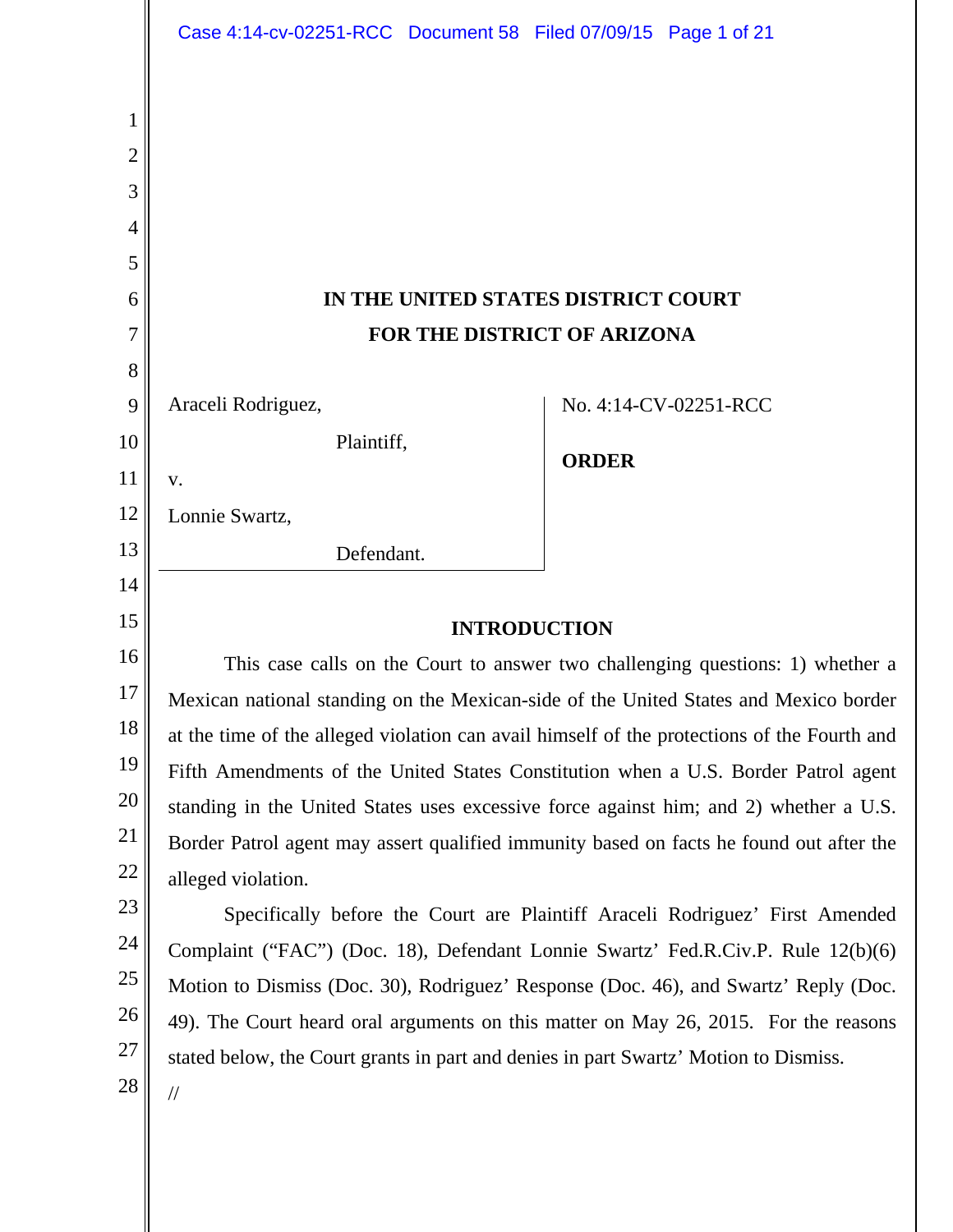# IN THE UNITED STATES DISTRICT COURT
# FOR THE DISTRICT OF ARIZONA

Araceli Rodriguez,

Plaintiff,

v.

Lonnie Swartz,

Defendant.

No. 4:14-CV-02251-RCC

**ORDER**

## INTRODUCTION

This case calls on the Court to answer two challenging questions: 1) whether a Mexican national standing on the Mexican-side of the United States and Mexico border at the time of the alleged violation can avail himself of the protections of the Fourth and Fifth Amendments of the United States Constitution when a U.S. Border Patrol agent standing in the United States uses excessive force against him; and 2) whether a U.S. Border Patrol agent may assert qualified immunity based on facts he found out after the alleged violation.

Specifically before the Court are Plaintiff Araceli Rodriguez' First Amended Complaint ("FAC") (Doc. 18), Defendant Lonnie Swartz' Fed.R.Civ.P. Rule 12(b)(6) Motion to Dismiss (Doc. 30), Rodriguez' Response (Doc. 46), and Swartz' Reply (Doc. 49). The Court heard oral arguments on this matter on May 26, 2015. For the reasons stated below, the Court grants in part and denies in part Swartz' Motion to Dismiss.

//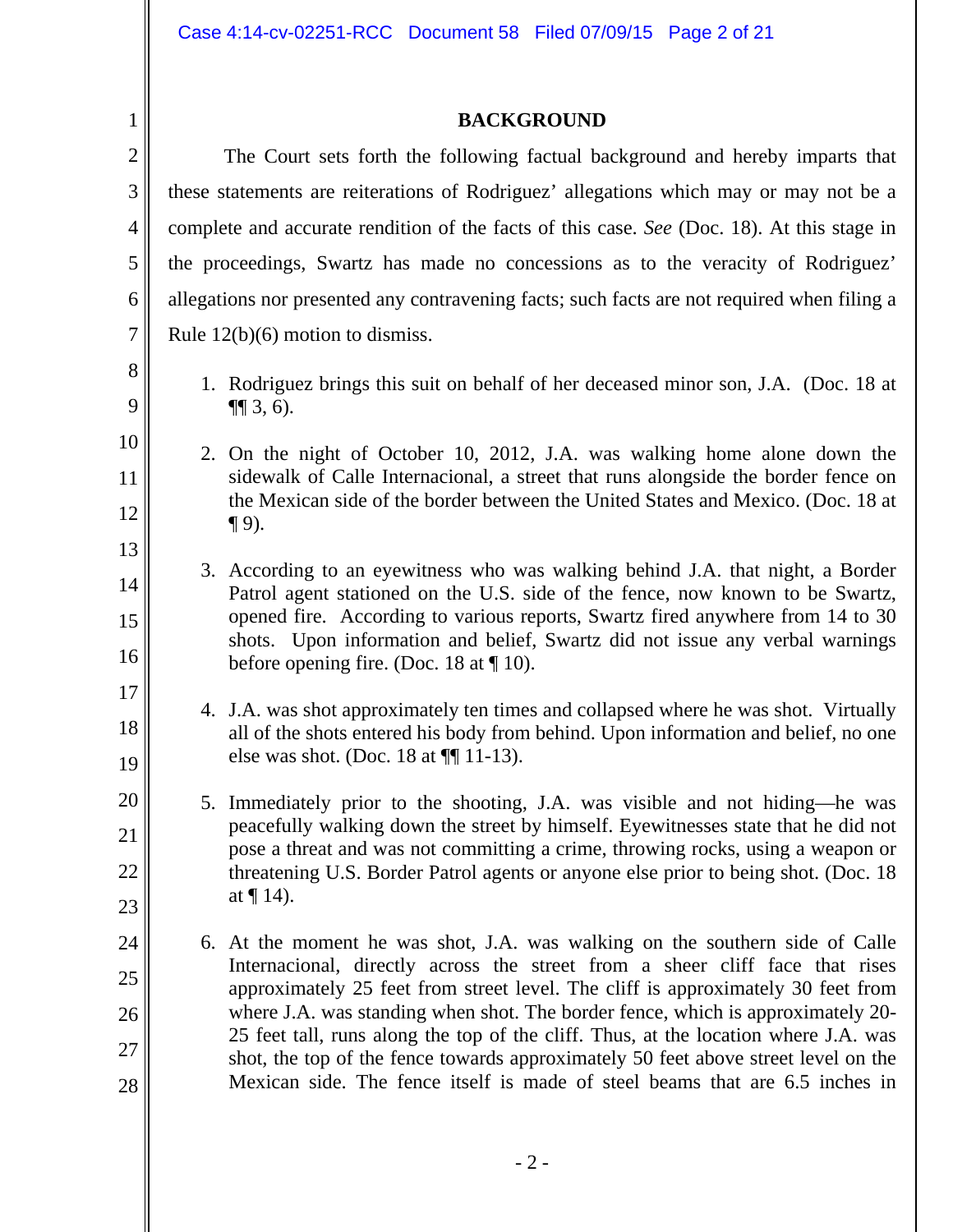## BACKGROUND

The Court sets forth the following factual background and hereby imparts that these statements are reiterations of Rodriguez' allegations which may or may not be a complete and accurate rendition of the facts of this case. *See* (Doc. 18). At this stage in the proceedings, Swartz has made no concessions as to the veracity of Rodriguez' allegations nor presented any contravening facts; such facts are not required when filing a Rule 12(b)(6) motion to dismiss.

1. Rodriguez brings this suit on behalf of her deceased minor son, J.A. (Doc. 18 at ¶¶ 3, 6).

2. On the night of October 10, 2012, J.A. was walking home alone down the sidewalk of Calle Internacional, a street that runs alongside the border fence on the Mexican side of the border between the United States and Mexico. (Doc. 18 at ¶ 9).

3. According to an eyewitness who was walking behind J.A. that night, a Border Patrol agent stationed on the U.S. side of the fence, now known to be Swartz, opened fire. According to various reports, Swartz fired anywhere from 14 to 30 shots. Upon information and belief, Swartz did not issue any verbal warnings before opening fire. (Doc. 18 at ¶ 10).

4. J.A. was shot approximately ten times and collapsed where he was shot. Virtually all of the shots entered his body from behind. Upon information and belief, no one else was shot. (Doc. 18 at ¶¶ 11-13).

5. Immediately prior to the shooting, J.A. was visible and not hiding—he was peacefully walking down the street by himself. Eyewitnesses state that he did not pose a threat and was not committing a crime, throwing rocks, using a weapon or threatening U.S. Border Patrol agents or anyone else prior to being shot. (Doc. 18 at ¶ 14).

6. At the moment he was shot, J.A. was walking on the southern side of Calle Internacional, directly across the street from a sheer cliff face that rises approximately 25 feet from street level. The cliff is approximately 30 feet from where J.A. was standing when shot. The border fence, which is approximately 20-25 feet tall, runs along the top of the cliff. Thus, at the location where J.A. was shot, the top of the fence towards approximately 50 feet above street level on the Mexican side. The fence itself is made of steel beams that are 6.5 inches in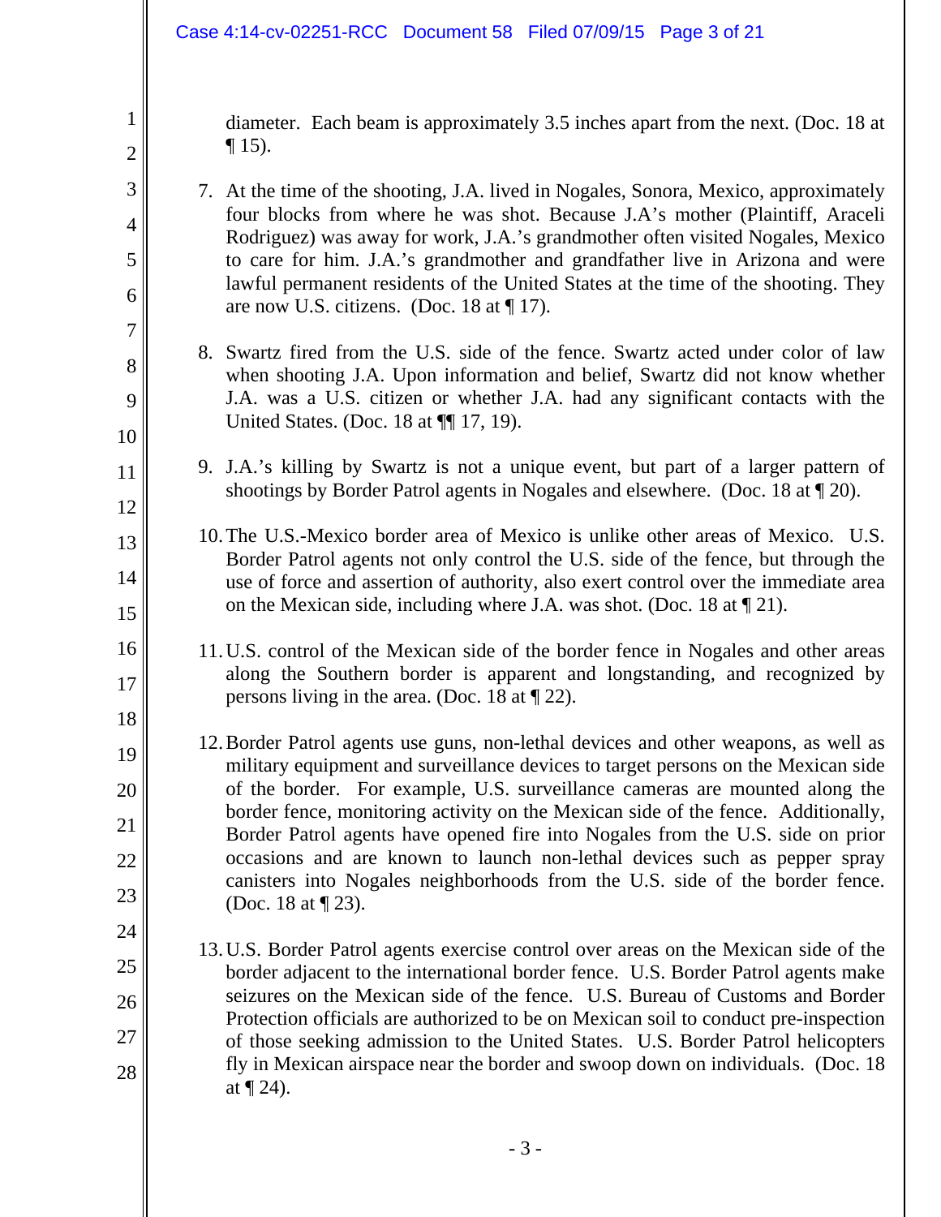diameter. Each beam is approximately 3.5 inches apart from the next. (Doc. 18 at ¶ 15).

7. At the time of the shooting, J.A. lived in Nogales, Sonora, Mexico, approximately four blocks from where he was shot. Because J.A's mother (Plaintiff, Araceli Rodriguez) was away for work, J.A.'s grandmother often visited Nogales, Mexico to care for him. J.A.'s grandmother and grandfather live in Arizona and were lawful permanent residents of the United States at the time of the shooting. They are now U.S. citizens. (Doc. 18 at ¶ 17).

8. Swartz fired from the U.S. side of the fence. Swartz acted under color of law when shooting J.A. Upon information and belief, Swartz did not know whether J.A. was a U.S. citizen or whether J.A. had any significant contacts with the United States. (Doc. 18 at ¶¶ 17, 19).

9. J.A.'s killing by Swartz is not a unique event, but part of a larger pattern of shootings by Border Patrol agents in Nogales and elsewhere. (Doc. 18 at ¶ 20).

10. The U.S.-Mexico border area of Mexico is unlike other areas of Mexico. U.S. Border Patrol agents not only control the U.S. side of the fence, but through the use of force and assertion of authority, also exert control over the immediate area on the Mexican side, including where J.A. was shot. (Doc. 18 at ¶ 21).

11. U.S. control of the Mexican side of the border fence in Nogales and other areas along the Southern border is apparent and longstanding, and recognized by persons living in the area. (Doc. 18 at ¶ 22).

12. Border Patrol agents use guns, non-lethal devices and other weapons, as well as military equipment and surveillance devices to target persons on the Mexican side of the border. For example, U.S. surveillance cameras are mounted along the border fence, monitoring activity on the Mexican side of the fence. Additionally, Border Patrol agents have opened fire into Nogales from the U.S. side on prior occasions and are known to launch non-lethal devices such as pepper spray canisters into Nogales neighborhoods from the U.S. side of the border fence. (Doc. 18 at ¶ 23).

13. U.S. Border Patrol agents exercise control over areas on the Mexican side of the border adjacent to the international border fence. U.S. Border Patrol agents make seizures on the Mexican side of the fence. U.S. Bureau of Customs and Border Protection officials are authorized to be on Mexican soil to conduct pre-inspection of those seeking admission to the United States. U.S. Border Patrol helicopters fly in Mexican airspace near the border and swoop down on individuals. (Doc. 18 at ¶ 24).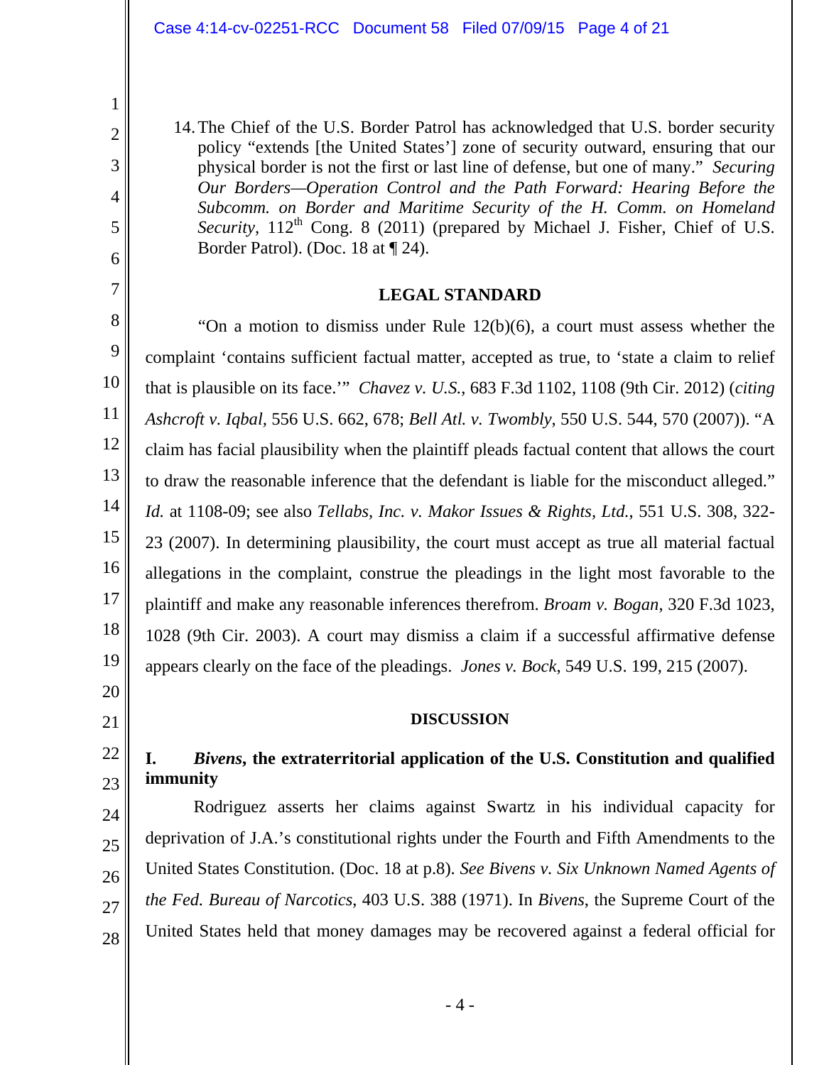14. The Chief of the U.S. Border Patrol has acknowledged that U.S. border security policy "extends [the United States'] zone of security outward, ensuring that our physical border is not the first or last line of defense, but one of many." *Securing Our Borders—Operation Control and the Path Forward: Hearing Before the Subcomm. on Border and Maritime Security of the H. Comm. on Homeland Security*, 112th Cong. 8 (2011) (prepared by Michael J. Fisher, Chief of U.S. Border Patrol). (Doc. 18 at ¶ 24).

## LEGAL STANDARD

"On a motion to dismiss under Rule 12(b)(6), a court must assess whether the complaint 'contains sufficient factual matter, accepted as true, to 'state a claim to relief that is plausible on its face.'" *Chavez v. U.S.*, 683 F.3d 1102, 1108 (9th Cir. 2012) (*citing Ashcroft v. Iqbal,* 556 U.S. 662, 678; *Bell Atl. v. Twombly*, 550 U.S. 544, 570 (2007)). "A claim has facial plausibility when the plaintiff pleads factual content that allows the court to draw the reasonable inference that the defendant is liable for the misconduct alleged." *Id.* at 1108-09; see also *Tellabs, Inc. v. Makor Issues & Rights, Ltd.*, 551 U.S. 308, 322-23 (2007). In determining plausibility, the court must accept as true all material factual allegations in the complaint, construe the pleadings in the light most favorable to the plaintiff and make any reasonable inferences therefrom. *Broam v. Bogan*, 320 F.3d 1023, 1028 (9th Cir. 2003). A court may dismiss a claim if a successful affirmative defense appears clearly on the face of the pleadings. *Jones v. Bock*, 549 U.S. 199, 215 (2007).

## DISCUSSION

### I. *Bivens*, the extraterritorial application of the U.S. Constitution and qualified immunity

Rodriguez asserts her claims against Swartz in his individual capacity for deprivation of J.A.'s constitutional rights under the Fourth and Fifth Amendments to the United States Constitution. (Doc. 18 at p.8). *See Bivens v. Six Unknown Named Agents of the Fed. Bureau of Narcotics*, 403 U.S. 388 (1971). In *Bivens*, the Supreme Court of the United States held that money damages may be recovered against a federal official for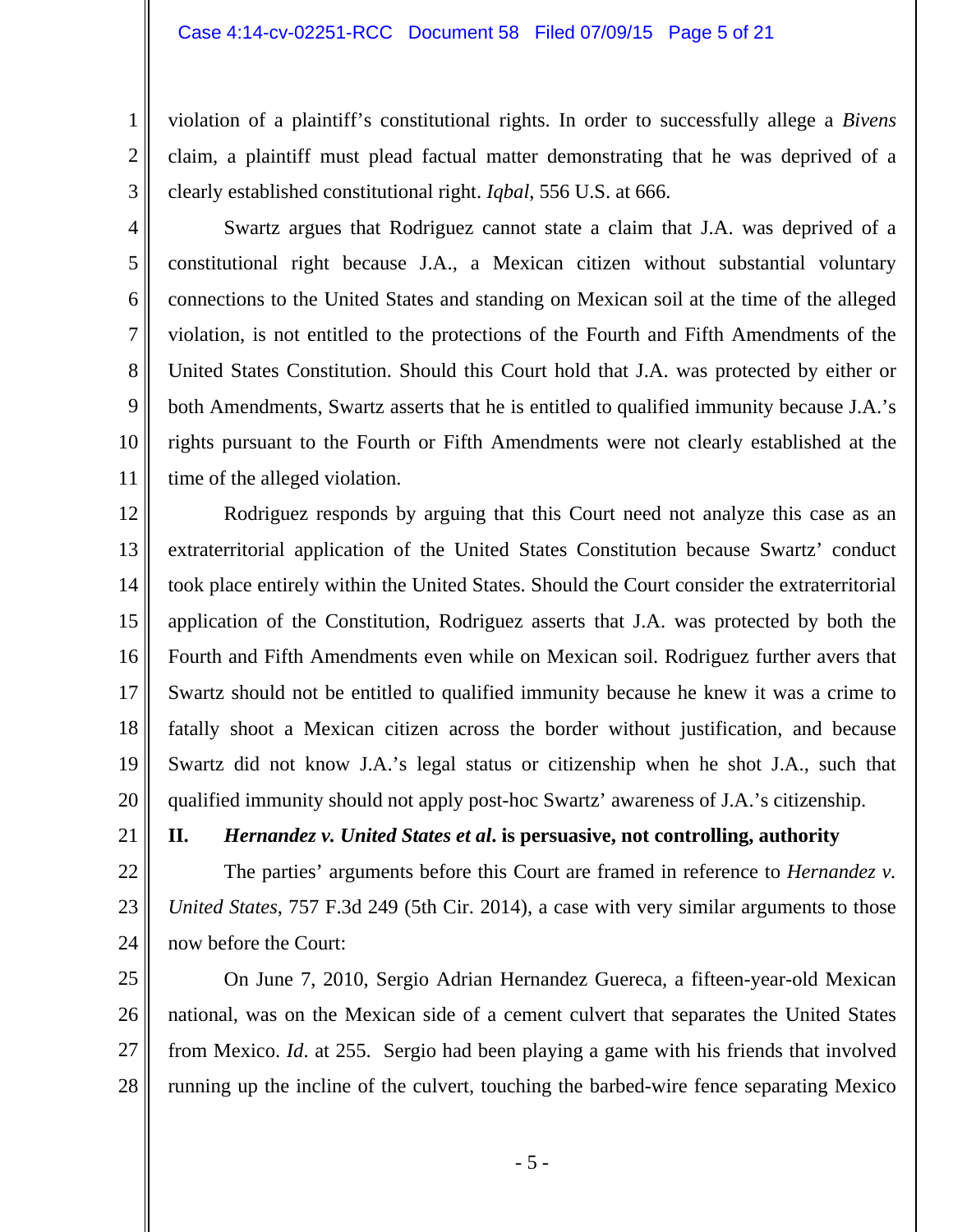violation of a plaintiff's constitutional rights. In order to successfully allege a *Bivens* claim, a plaintiff must plead factual matter demonstrating that he was deprived of a clearly established constitutional right. *Iqbal*, 556 U.S. at 666.

Swartz argues that Rodriguez cannot state a claim that J.A. was deprived of a constitutional right because J.A., a Mexican citizen without substantial voluntary connections to the United States and standing on Mexican soil at the time of the alleged violation, is not entitled to the protections of the Fourth and Fifth Amendments of the United States Constitution. Should this Court hold that J.A. was protected by either or both Amendments, Swartz asserts that he is entitled to qualified immunity because J.A.'s rights pursuant to the Fourth or Fifth Amendments were not clearly established at the time of the alleged violation.

Rodriguez responds by arguing that this Court need not analyze this case as an extraterritorial application of the United States Constitution because Swartz' conduct took place entirely within the United States. Should the Court consider the extraterritorial application of the Constitution, Rodriguez asserts that J.A. was protected by both the Fourth and Fifth Amendments even while on Mexican soil. Rodriguez further avers that Swartz should not be entitled to qualified immunity because he knew it was a crime to fatally shoot a Mexican citizen across the border without justification, and because Swartz did not know J.A.'s legal status or citizenship when he shot J.A., such that qualified immunity should not apply post-hoc Swartz' awareness of J.A.'s citizenship.

## II. *Hernandez v. United States et al*. is persuasive, not controlling, authority

The parties' arguments before this Court are framed in reference to *Hernandez v. United States*, 757 F.3d 249 (5th Cir. 2014), a case with very similar arguments to those now before the Court:

On June 7, 2010, Sergio Adrian Hernandez Guereca, a fifteen-year-old Mexican national, was on the Mexican side of a cement culvert that separates the United States from Mexico. *Id*. at 255. Sergio had been playing a game with his friends that involved running up the incline of the culvert, touching the barbed-wire fence separating Mexico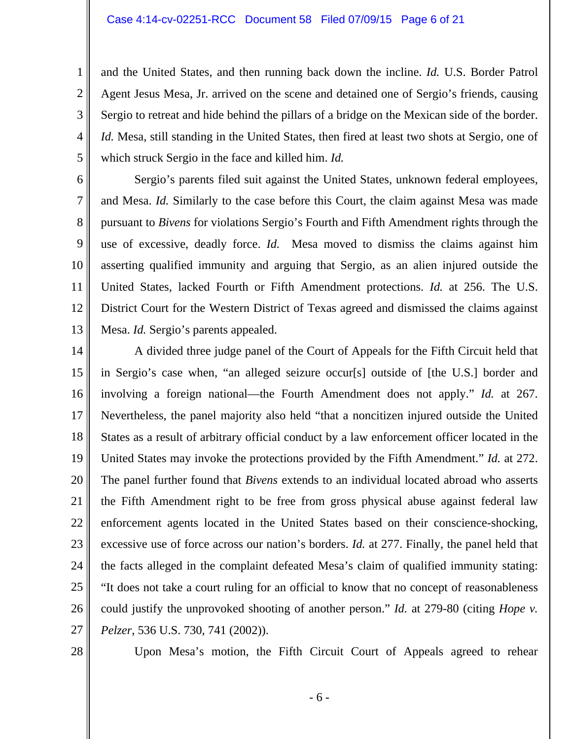and the United States, and then running back down the incline. *Id.* U.S. Border Patrol Agent Jesus Mesa, Jr. arrived on the scene and detained one of Sergio's friends, causing Sergio to retreat and hide behind the pillars of a bridge on the Mexican side of the border. *Id.* Mesa, still standing in the United States, then fired at least two shots at Sergio, one of which struck Sergio in the face and killed him. *Id.*

Sergio's parents filed suit against the United States, unknown federal employees, and Mesa. *Id.* Similarly to the case before this Court, the claim against Mesa was made pursuant to *Bivens* for violations Sergio's Fourth and Fifth Amendment rights through the use of excessive, deadly force. *Id.* Mesa moved to dismiss the claims against him asserting qualified immunity and arguing that Sergio, as an alien injured outside the United States, lacked Fourth or Fifth Amendment protections. *Id.* at 256. The U.S. District Court for the Western District of Texas agreed and dismissed the claims against Mesa. *Id.* Sergio's parents appealed.

A divided three judge panel of the Court of Appeals for the Fifth Circuit held that in Sergio's case when, "an alleged seizure occur[s] outside of [the U.S.] border and involving a foreign national—the Fourth Amendment does not apply." *Id.* at 267. Nevertheless, the panel majority also held "that a noncitizen injured outside the United States as a result of arbitrary official conduct by a law enforcement officer located in the United States may invoke the protections provided by the Fifth Amendment." *Id.* at 272. The panel further found that *Bivens* extends to an individual located abroad who asserts the Fifth Amendment right to be free from gross physical abuse against federal law enforcement agents located in the United States based on their conscience-shocking, excessive use of force across our nation's borders. *Id.* at 277. Finally, the panel held that the facts alleged in the complaint defeated Mesa's claim of qualified immunity stating: "It does not take a court ruling for an official to know that no concept of reasonableness could justify the unprovoked shooting of another person." *Id.* at 279-80 (citing *Hope v. Pelzer*, 536 U.S. 730, 741 (2002)).

Upon Mesa's motion, the Fifth Circuit Court of Appeals agreed to rehear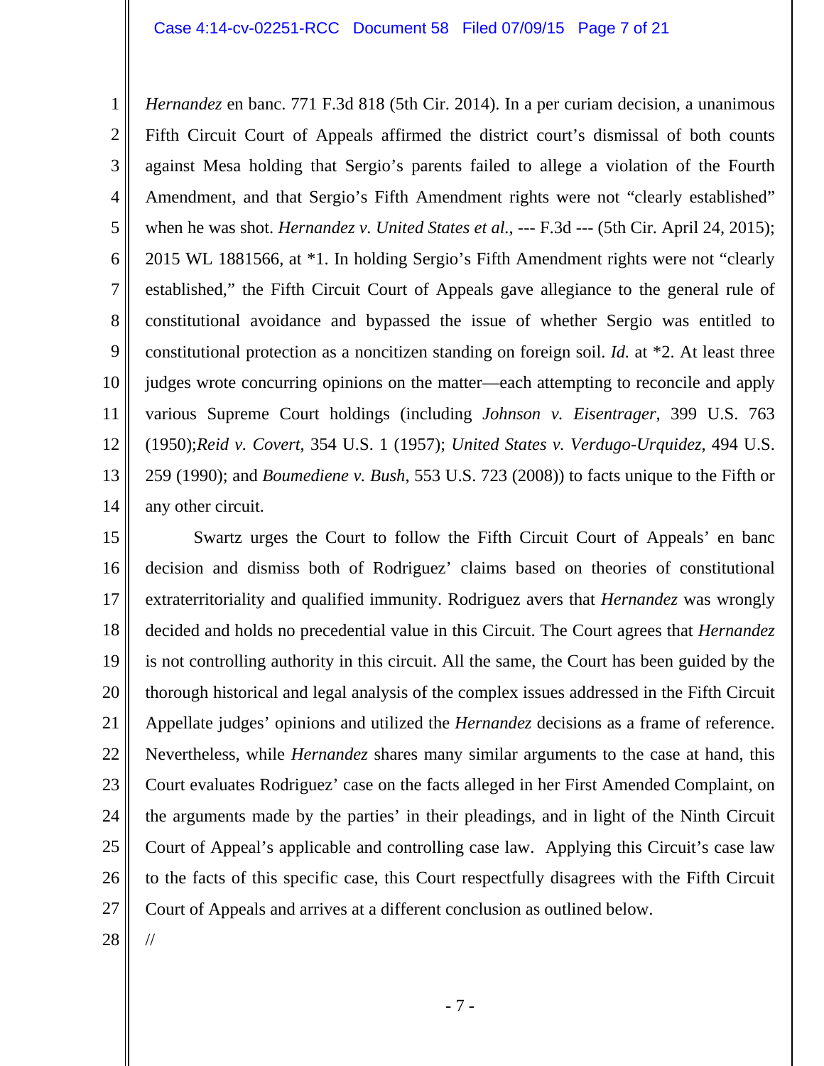*Hernandez* en banc. 771 F.3d 818 (5th Cir. 2014). In a per curiam decision, a unanimous Fifth Circuit Court of Appeals affirmed the district court's dismissal of both counts against Mesa holding that Sergio's parents failed to allege a violation of the Fourth Amendment, and that Sergio's Fifth Amendment rights were not "clearly established" when he was shot. *Hernandez v. United States et al.*, --- F.3d --- (5th Cir. April 24, 2015); 2015 WL 1881566, at *1. In holding Sergio's Fifth Amendment rights were not "clearly established," the Fifth Circuit Court of Appeals gave allegiance to the general rule of constitutional avoidance and bypassed the issue of whether Sergio was entitled to constitutional protection as a noncitizen standing on foreign soil. *Id.* at *2. At least three judges wrote concurring opinions on the matter—each attempting to reconcile and apply various Supreme Court holdings (including *Johnson v. Eisentrager*, 399 U.S. 763 (1950);*Reid v. Covert*, 354 U.S. 1 (1957); *United States v. Verdugo-Urquidez*, 494 U.S. 259 (1990); and *Boumediene v. Bush*, 553 U.S. 723 (2008)) to facts unique to the Fifth or any other circuit.

Swartz urges the Court to follow the Fifth Circuit Court of Appeals' en banc decision and dismiss both of Rodriguez' claims based on theories of constitutional extraterritoriality and qualified immunity. Rodriguez avers that *Hernandez* was wrongly decided and holds no precedential value in this Circuit. The Court agrees that *Hernandez* is not controlling authority in this circuit. All the same, the Court has been guided by the thorough historical and legal analysis of the complex issues addressed in the Fifth Circuit Appellate judges' opinions and utilized the *Hernandez* decisions as a frame of reference. Nevertheless, while *Hernandez* shares many similar arguments to the case at hand, this Court evaluates Rodriguez' case on the facts alleged in her First Amended Complaint, on the arguments made by the parties' in their pleadings, and in light of the Ninth Circuit Court of Appeal's applicable and controlling case law. Applying this Circuit's case law to the facts of this specific case, this Court respectfully disagrees with the Fifth Circuit Court of Appeals and arrives at a different conclusion as outlined below.

//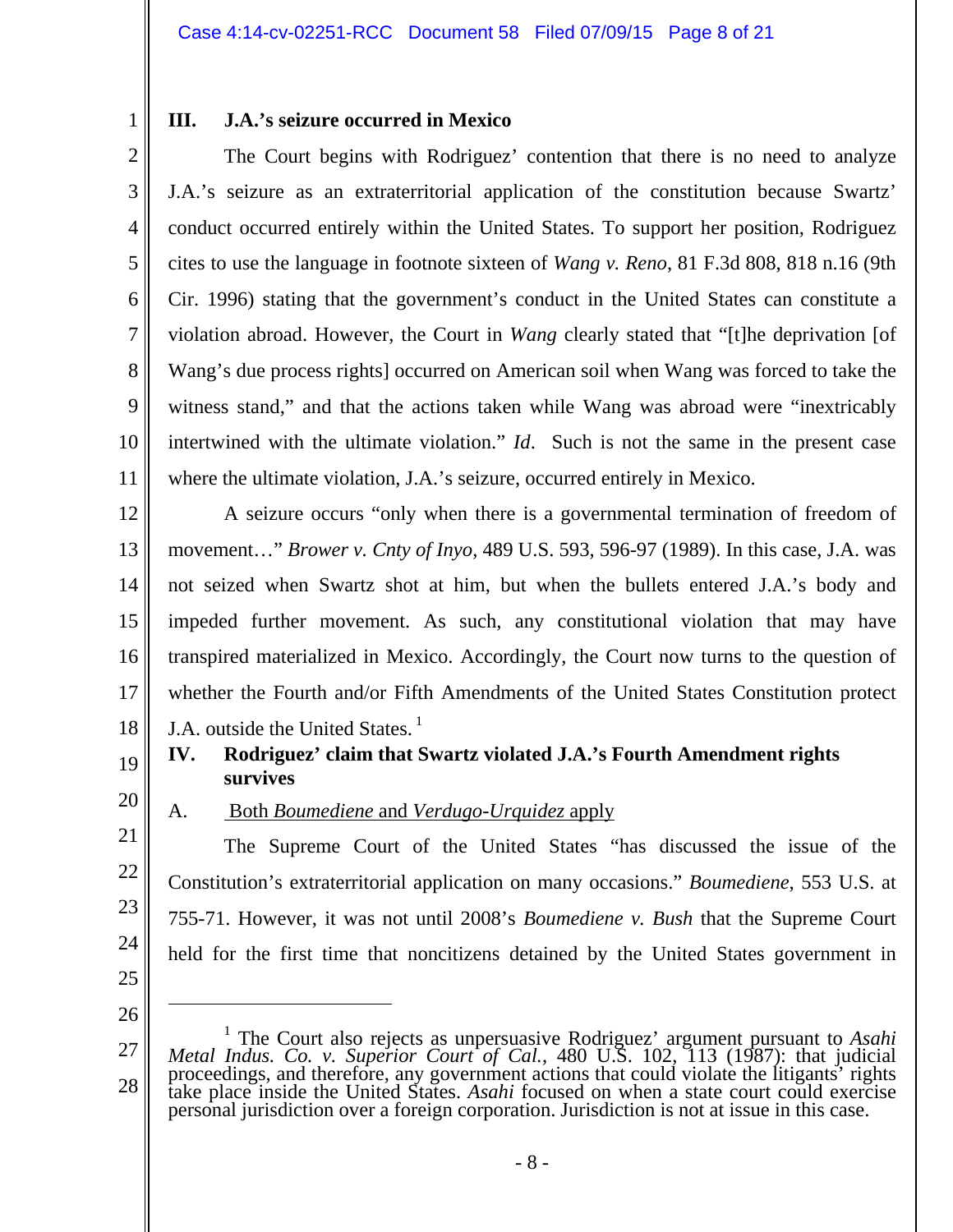## III. J.A.'s seizure occurred in Mexico

The Court begins with Rodriguez' contention that there is no need to analyze J.A.'s seizure as an extraterritorial application of the constitution because Swartz' conduct occurred entirely within the United States. To support her position, Rodriguez cites to use the language in footnote sixteen of *Wang v. Reno*, 81 F.3d 808, 818 n.16 (9th Cir. 1996) stating that the government's conduct in the United States can constitute a violation abroad. However, the Court in *Wang* clearly stated that "[t]he deprivation [of Wang's due process rights] occurred on American soil when Wang was forced to take the witness stand," and that the actions taken while Wang was abroad were "inextricably intertwined with the ultimate violation." *Id*. Such is not the same in the present case where the ultimate violation, J.A.'s seizure, occurred entirely in Mexico.

A seizure occurs "only when there is a governmental termination of freedom of movement…" *Brower v. Cnty of Inyo*, 489 U.S. 593, 596-97 (1989). In this case, J.A. was not seized when Swartz shot at him, but when the bullets entered J.A.'s body and impeded further movement. As such, any constitutional violation that may have transpired materialized in Mexico. Accordingly, the Court now turns to the question of whether the Fourth and/or Fifth Amendments of the United States Constitution protect J.A. outside the United States. [1]

## IV. Rodriguez' claim that Swartz violated J.A.'s Fourth Amendment rights survives

### A. Both *Boumediene* and *Verdugo-Urquidez* apply

The Supreme Court of the United States "has discussed the issue of the Constitution's extraterritorial application on many occasions." *Boumediene*, 553 U.S. at 755-71. However, it was not until 2008's *Boumediene v. Bush* that the Supreme Court held for the first time that noncitizens detained by the United States government in

---

[1] The Court also rejects as unpersuasive Rodriguez' argument pursuant to *Asahi Metal Indus. Co. v. Superior Court of Cal.*, 480 U.S. 102, 113 (1987): that judicial proceedings, and therefore, any government actions that could violate the litigants' rights take place inside the United States. *Asahi* focused on when a state court could exercise personal jurisdiction over a foreign corporation. Jurisdiction is not at issue in this case.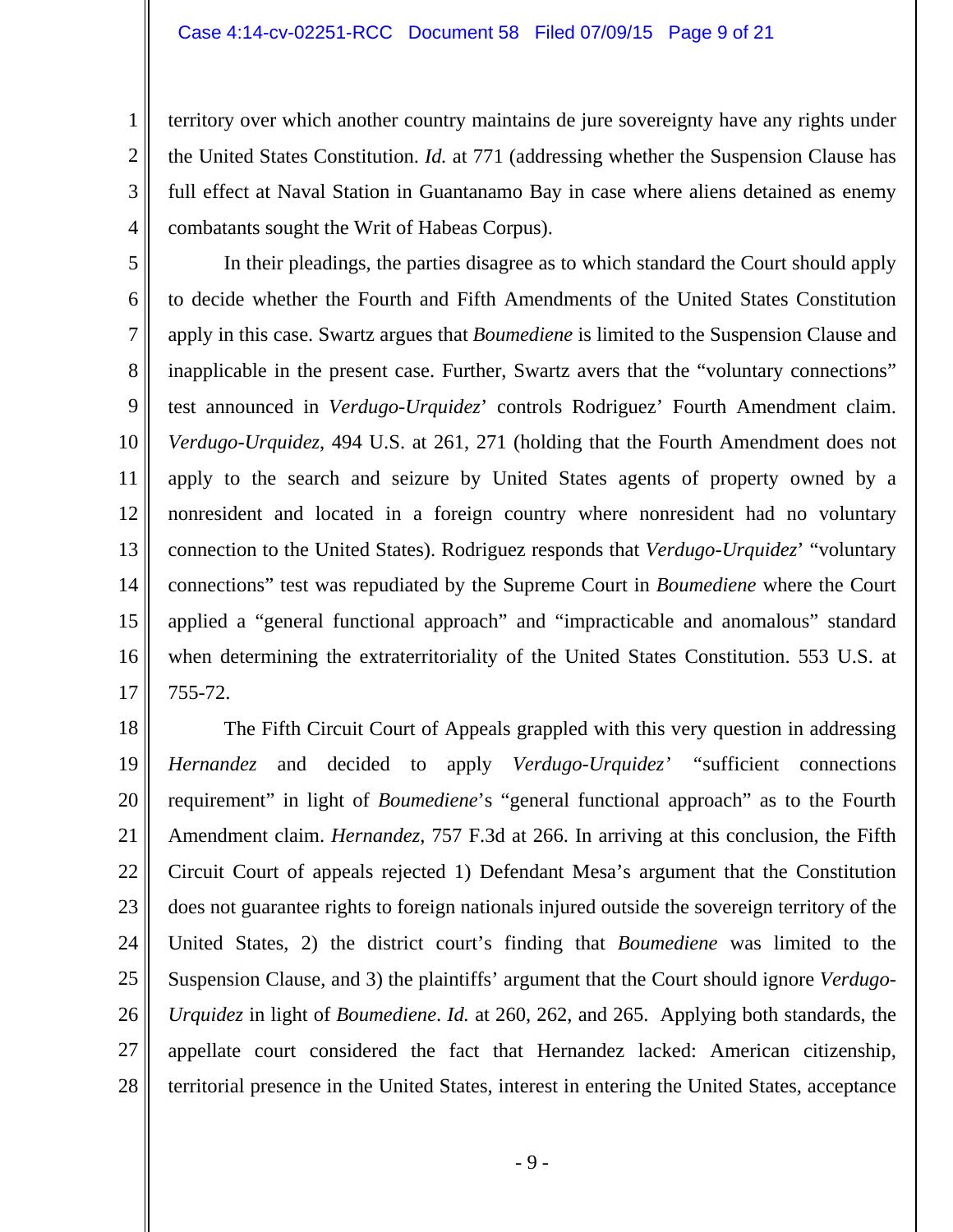territory over which another country maintains de jure sovereignty have any rights under the United States Constitution. *Id.* at 771 (addressing whether the Suspension Clause has full effect at Naval Station in Guantanamo Bay in case where aliens detained as enemy combatants sought the Writ of Habeas Corpus).

In their pleadings, the parties disagree as to which standard the Court should apply to decide whether the Fourth and Fifth Amendments of the United States Constitution apply in this case. Swartz argues that *Boumediene* is limited to the Suspension Clause and inapplicable in the present case. Further, Swartz avers that the "voluntary connections" test announced in *Verdugo-Urquidez*' controls Rodriguez' Fourth Amendment claim. *Verdugo-Urquidez*, 494 U.S. at 261, 271 (holding that the Fourth Amendment does not apply to the search and seizure by United States agents of property owned by a nonresident and located in a foreign country where nonresident had no voluntary connection to the United States). Rodriguez responds that *Verdugo-Urquidez*' "voluntary connections" test was repudiated by the Supreme Court in *Boumediene* where the Court applied a "general functional approach" and "impracticable and anomalous" standard when determining the extraterritoriality of the United States Constitution. 553 U.S. at 755-72.

The Fifth Circuit Court of Appeals grappled with this very question in addressing *Hernandez* and decided to apply *Verdugo-Urquidez'* "sufficient connections requirement" in light of *Boumediene*'s "general functional approach" as to the Fourth Amendment claim. *Hernandez*, 757 F.3d at 266. In arriving at this conclusion, the Fifth Circuit Court of appeals rejected 1) Defendant Mesa's argument that the Constitution does not guarantee rights to foreign nationals injured outside the sovereign territory of the United States, 2) the district court's finding that *Boumediene* was limited to the Suspension Clause, and 3) the plaintiffs' argument that the Court should ignore *Verdugo-Urquidez* in light of *Boumediene*. *Id.* at 260, 262, and 265. Applying both standards, the appellate court considered the fact that Hernandez lacked: American citizenship, territorial presence in the United States, interest in entering the United States, acceptance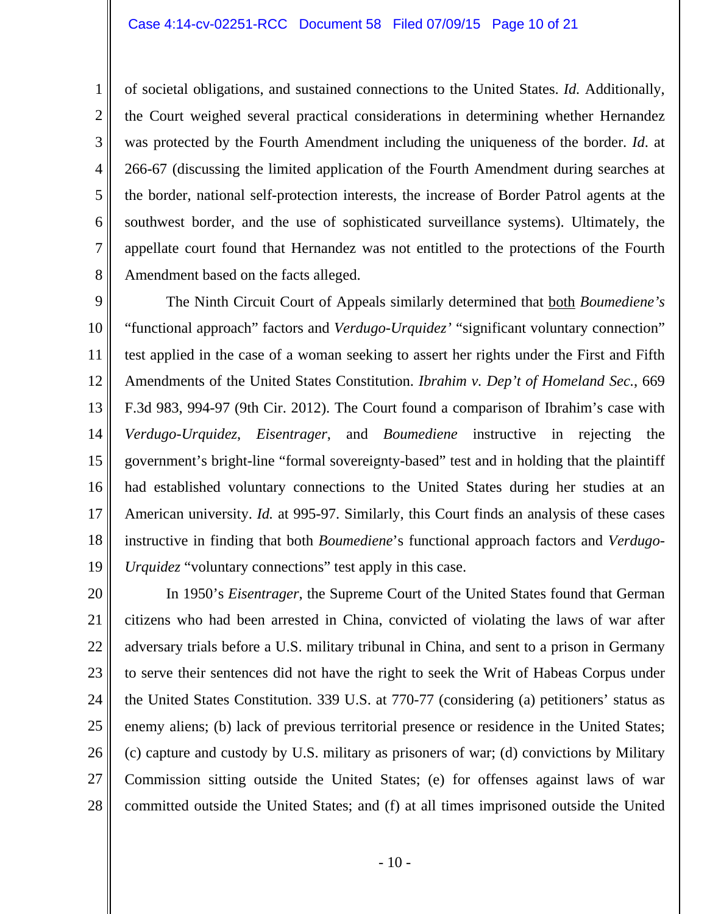of societal obligations, and sustained connections to the United States. *Id.* Additionally, the Court weighed several practical considerations in determining whether Hernandez was protected by the Fourth Amendment including the uniqueness of the border. *Id*. at 266-67 (discussing the limited application of the Fourth Amendment during searches at the border, national self-protection interests, the increase of Border Patrol agents at the southwest border, and the use of sophisticated surveillance systems). Ultimately, the appellate court found that Hernandez was not entitled to the protections of the Fourth Amendment based on the facts alleged.

The Ninth Circuit Court of Appeals similarly determined that <u>both</u> *Boumediene's* "functional approach" factors and *Verdugo-Urquidez'* "significant voluntary connection" test applied in the case of a woman seeking to assert her rights under the First and Fifth Amendments of the United States Constitution. *Ibrahim v. Dep't of Homeland Sec.*, 669 F.3d 983, 994-97 (9th Cir. 2012). The Court found a comparison of Ibrahim's case with *Verdugo-Urquidez, Eisentrager*, and *Boumediene* instructive in rejecting the government's bright-line "formal sovereignty-based" test and in holding that the plaintiff had established voluntary connections to the United States during her studies at an American university. *Id.* at 995-97. Similarly, this Court finds an analysis of these cases instructive in finding that both *Boumediene*'s functional approach factors and *Verdugo-Urquidez* "voluntary connections" test apply in this case.

In 1950's *Eisentrager*, the Supreme Court of the United States found that German citizens who had been arrested in China, convicted of violating the laws of war after adversary trials before a U.S. military tribunal in China, and sent to a prison in Germany to serve their sentences did not have the right to seek the Writ of Habeas Corpus under the United States Constitution. 339 U.S. at 770-77 (considering (a) petitioners' status as enemy aliens; (b) lack of previous territorial presence or residence in the United States; (c) capture and custody by U.S. military as prisoners of war; (d) convictions by Military Commission sitting outside the United States; (e) for offenses against laws of war committed outside the United States; and (f) at all times imprisoned outside the United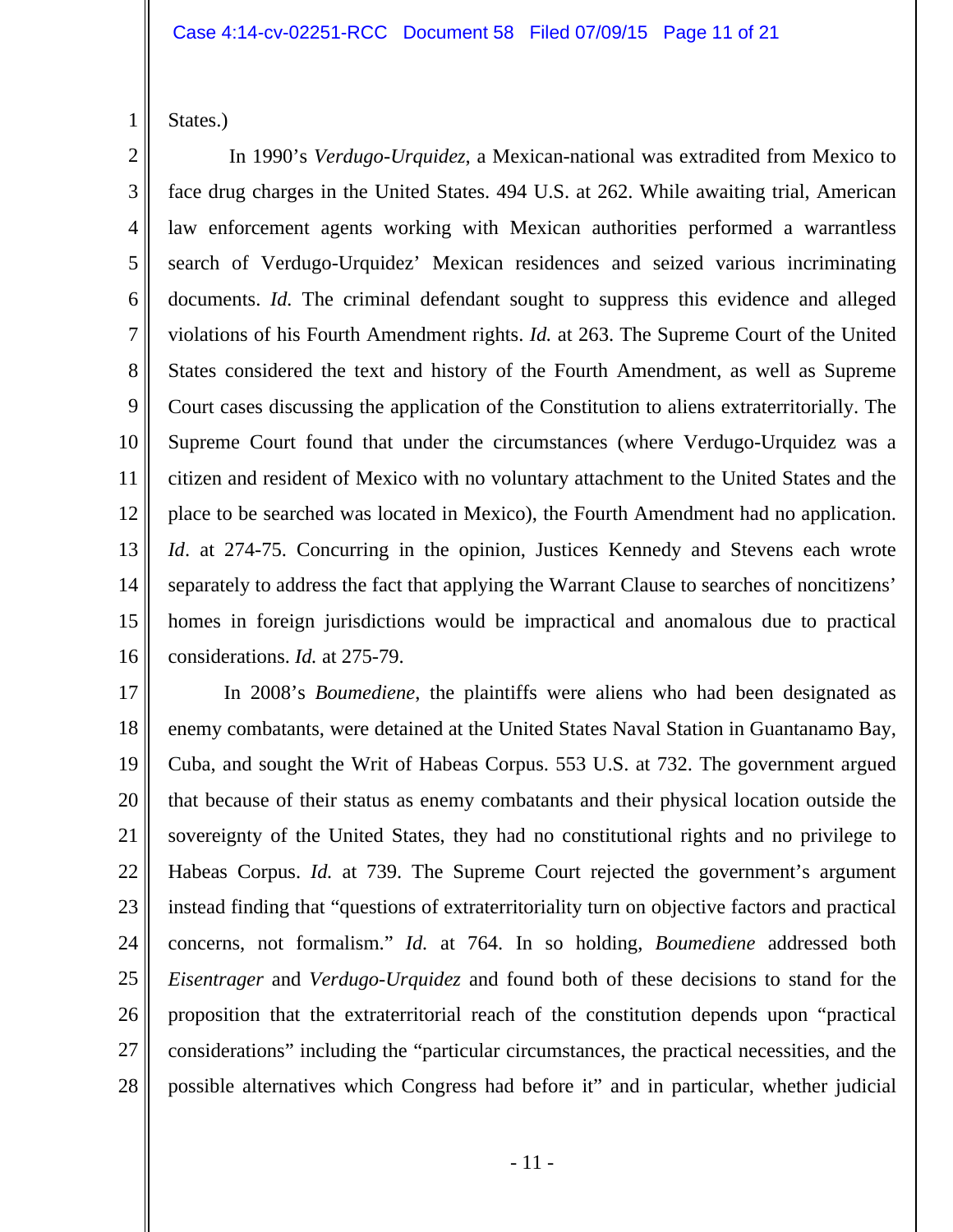States.)

In 1990's *Verdugo-Urquidez*, a Mexican-national was extradited from Mexico to face drug charges in the United States. 494 U.S. at 262. While awaiting trial, American law enforcement agents working with Mexican authorities performed a warrantless search of Verdugo-Urquidez' Mexican residences and seized various incriminating documents. *Id.* The criminal defendant sought to suppress this evidence and alleged violations of his Fourth Amendment rights. *Id.* at 263. The Supreme Court of the United States considered the text and history of the Fourth Amendment, as well as Supreme Court cases discussing the application of the Constitution to aliens extraterritorially. The Supreme Court found that under the circumstances (where Verdugo-Urquidez was a citizen and resident of Mexico with no voluntary attachment to the United States and the place to be searched was located in Mexico), the Fourth Amendment had no application. *Id*. at 274-75. Concurring in the opinion, Justices Kennedy and Stevens each wrote separately to address the fact that applying the Warrant Clause to searches of noncitizens' homes in foreign jurisdictions would be impractical and anomalous due to practical considerations. *Id.* at 275-79.

In 2008's *Boumediene*, the plaintiffs were aliens who had been designated as enemy combatants, were detained at the United States Naval Station in Guantanamo Bay, Cuba, and sought the Writ of Habeas Corpus. 553 U.S. at 732. The government argued that because of their status as enemy combatants and their physical location outside the sovereignty of the United States, they had no constitutional rights and no privilege to Habeas Corpus. *Id.* at 739. The Supreme Court rejected the government's argument instead finding that "questions of extraterritoriality turn on objective factors and practical concerns, not formalism." *Id.* at 764. In so holding, *Boumediene* addressed both *Eisentrager* and *Verdugo-Urquidez* and found both of these decisions to stand for the proposition that the extraterritorial reach of the constitution depends upon "practical considerations" including the "particular circumstances, the practical necessities, and the possible alternatives which Congress had before it" and in particular, whether judicial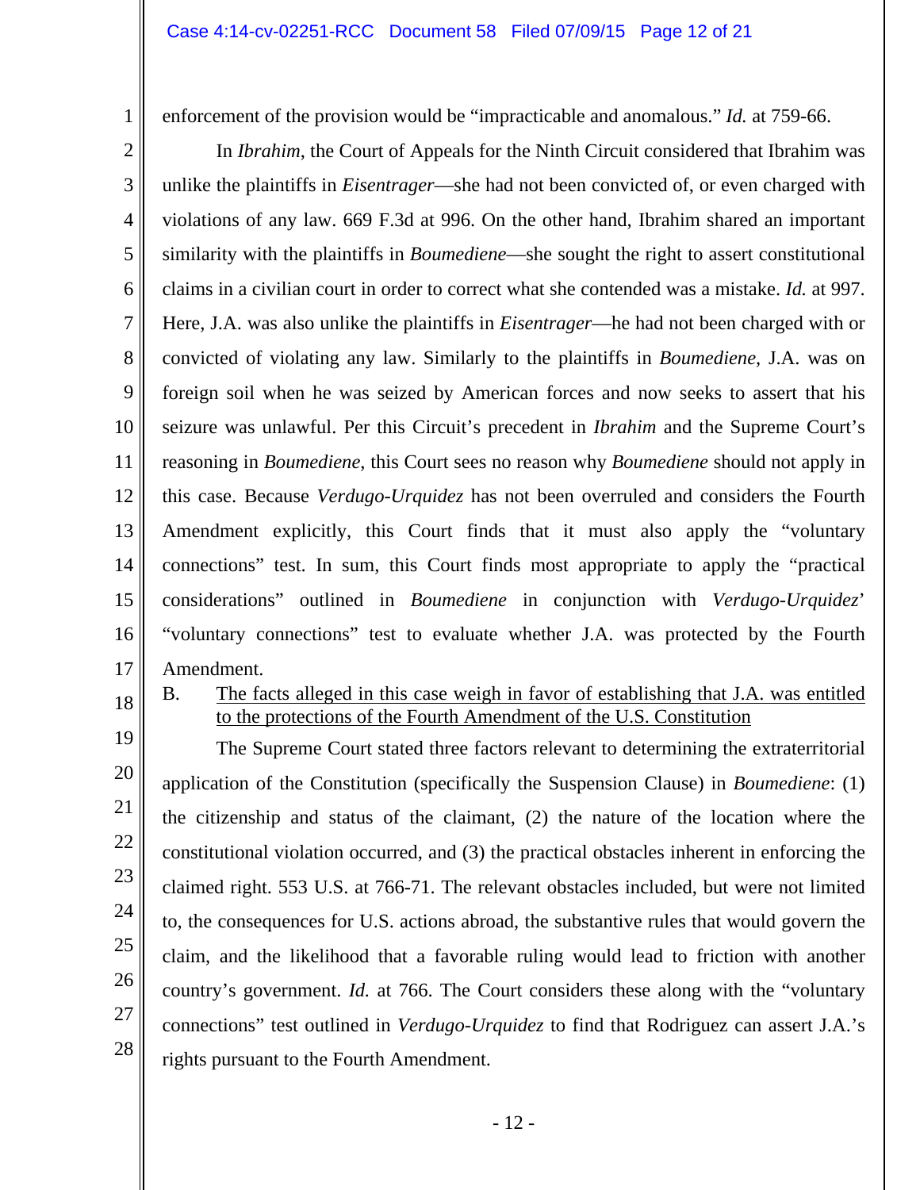enforcement of the provision would be "impracticable and anomalous." *Id.* at 759-66.

In *Ibrahim*, the Court of Appeals for the Ninth Circuit considered that Ibrahim was unlike the plaintiffs in *Eisentrager*—she had not been convicted of, or even charged with violations of any law. 669 F.3d at 996. On the other hand, Ibrahim shared an important similarity with the plaintiffs in *Boumediene*—she sought the right to assert constitutional claims in a civilian court in order to correct what she contended was a mistake. *Id.* at 997. Here, J.A. was also unlike the plaintiffs in *Eisentrager*—he had not been charged with or convicted of violating any law. Similarly to the plaintiffs in *Boumediene*, J.A. was on foreign soil when he was seized by American forces and now seeks to assert that his seizure was unlawful. Per this Circuit's precedent in *Ibrahim* and the Supreme Court's reasoning in *Boumediene*, this Court sees no reason why *Boumediene* should not apply in this case. Because *Verdugo-Urquidez* has not been overruled and considers the Fourth Amendment explicitly, this Court finds that it must also apply the "voluntary connections" test. In sum, this Court finds most appropriate to apply the "practical considerations" outlined in *Boumediene* in conjunction with *Verdugo-Urquidez*' "voluntary connections" test to evaluate whether J.A. was protected by the Fourth Amendment.

B. The facts alleged in this case weigh in favor of establishing that J.A. was entitled to the protections of the Fourth Amendment of the U.S. Constitution

The Supreme Court stated three factors relevant to determining the extraterritorial application of the Constitution (specifically the Suspension Clause) in *Boumediene*: (1) the citizenship and status of the claimant, (2) the nature of the location where the constitutional violation occurred, and (3) the practical obstacles inherent in enforcing the claimed right. 553 U.S. at 766-71. The relevant obstacles included, but were not limited to, the consequences for U.S. actions abroad, the substantive rules that would govern the claim, and the likelihood that a favorable ruling would lead to friction with another country's government. *Id.* at 766. The Court considers these along with the "voluntary connections" test outlined in *Verdugo-Urquidez* to find that Rodriguez can assert J.A.'s rights pursuant to the Fourth Amendment.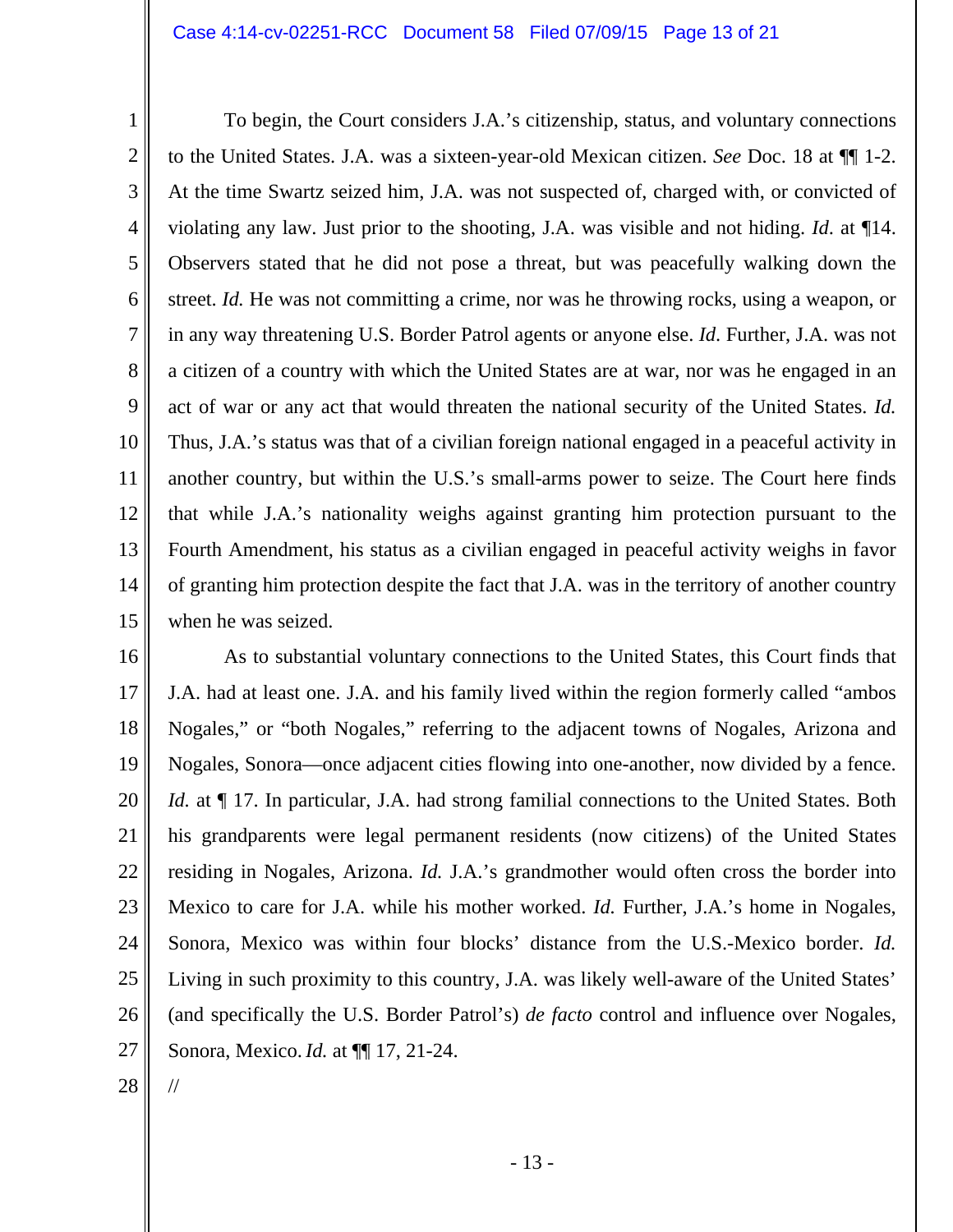To begin, the Court considers J.A.'s citizenship, status, and voluntary connections to the United States. J.A. was a sixteen-year-old Mexican citizen. *See* Doc. 18 at ¶¶ 1-2. At the time Swartz seized him, J.A. was not suspected of, charged with, or convicted of violating any law. Just prior to the shooting, J.A. was visible and not hiding. *Id*. at ¶14. Observers stated that he did not pose a threat, but was peacefully walking down the street. *Id.* He was not committing a crime, nor was he throwing rocks, using a weapon, or in any way threatening U.S. Border Patrol agents or anyone else. *Id*. Further, J.A. was not a citizen of a country with which the United States are at war, nor was he engaged in an act of war or any act that would threaten the national security of the United States. *Id.* Thus, J.A.'s status was that of a civilian foreign national engaged in a peaceful activity in another country, but within the U.S.'s small-arms power to seize. The Court here finds that while J.A.'s nationality weighs against granting him protection pursuant to the Fourth Amendment, his status as a civilian engaged in peaceful activity weighs in favor of granting him protection despite the fact that J.A. was in the territory of another country when he was seized.

As to substantial voluntary connections to the United States, this Court finds that J.A. had at least one. J.A. and his family lived within the region formerly called "ambos Nogales," or "both Nogales," referring to the adjacent towns of Nogales, Arizona and Nogales, Sonora—once adjacent cities flowing into one-another, now divided by a fence. *Id.* at ¶ 17. In particular, J.A. had strong familial connections to the United States. Both his grandparents were legal permanent residents (now citizens) of the United States residing in Nogales, Arizona. *Id.* J.A.'s grandmother would often cross the border into Mexico to care for J.A. while his mother worked. *Id.* Further, J.A.'s home in Nogales, Sonora, Mexico was within four blocks' distance from the U.S.-Mexico border. *Id.* Living in such proximity to this country, J.A. was likely well-aware of the United States' (and specifically the U.S. Border Patrol's) *de facto* control and influence over Nogales, Sonora, Mexico. *Id.* at ¶¶ 17, 21-24.

//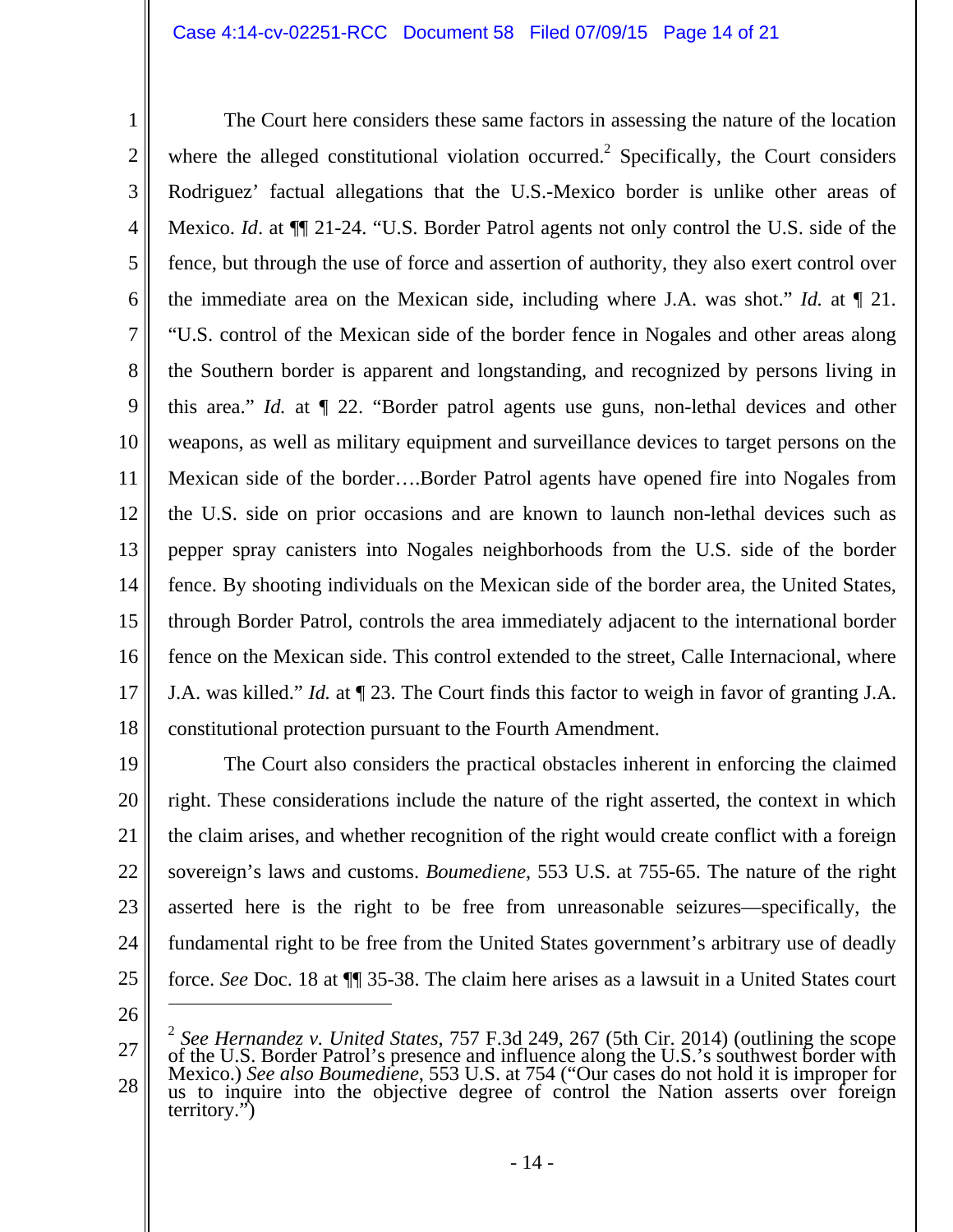The Court here considers these same factors in assessing the nature of the location where the alleged constitutional violation occurred.[2] Specifically, the Court considers Rodriguez' factual allegations that the U.S.-Mexico border is unlike other areas of Mexico. *Id*. at ¶¶ 21-24. "U.S. Border Patrol agents not only control the U.S. side of the fence, but through the use of force and assertion of authority, they also exert control over the immediate area on the Mexican side, including where J.A. was shot." *Id.* at ¶ 21. "U.S. control of the Mexican side of the border fence in Nogales and other areas along the Southern border is apparent and longstanding, and recognized by persons living in this area." *Id.* at ¶ 22. "Border patrol agents use guns, non-lethal devices and other weapons, as well as military equipment and surveillance devices to target persons on the Mexican side of the border….Border Patrol agents have opened fire into Nogales from the U.S. side on prior occasions and are known to launch non-lethal devices such as pepper spray canisters into Nogales neighborhoods from the U.S. side of the border fence. By shooting individuals on the Mexican side of the border area, the United States, through Border Patrol, controls the area immediately adjacent to the international border fence on the Mexican side. This control extended to the street, Calle Internacional, where J.A. was killed." *Id.* at ¶ 23. The Court finds this factor to weigh in favor of granting J.A. constitutional protection pursuant to the Fourth Amendment.

The Court also considers the practical obstacles inherent in enforcing the claimed right. These considerations include the nature of the right asserted, the context in which the claim arises, and whether recognition of the right would create conflict with a foreign sovereign's laws and customs. *Boumediene*, 553 U.S. at 755-65. The nature of the right asserted here is the right to be free from unreasonable seizures—specifically, the fundamental right to be free from the United States government's arbitrary use of deadly force. *See* Doc. 18 at ¶¶ 35-38. The claim here arises as a lawsuit in a United States court

---

[2] *See Hernandez v. United States*, 757 F.3d 249, 267 (5th Cir. 2014) (outlining the scope of the U.S. Border Patrol's presence and influence along the U.S.'s southwest border with Mexico.) *See also Boumediene*, 553 U.S. at 754 ("Our cases do not hold it is improper for us to inquire into the objective degree of control the Nation asserts over foreign territory.")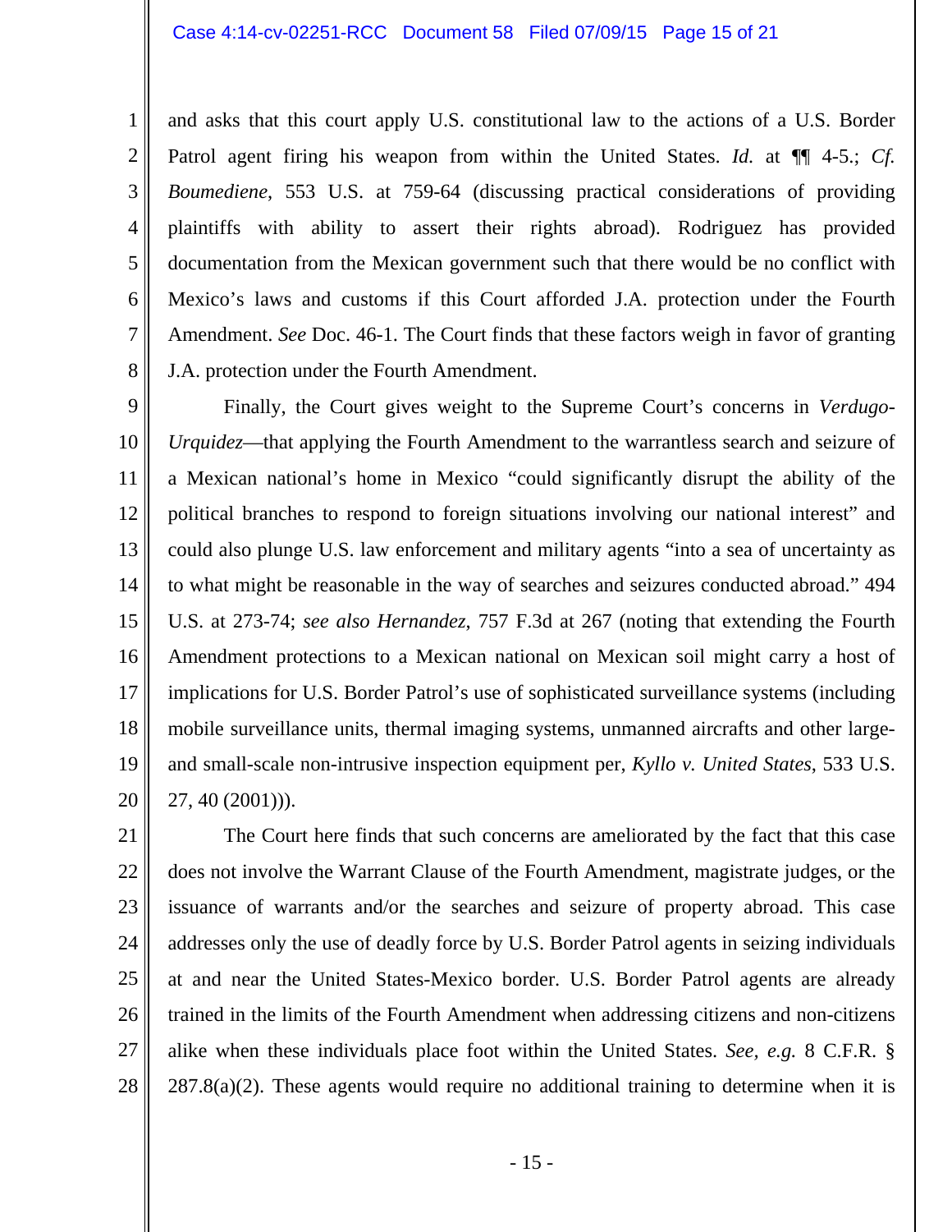and asks that this court apply U.S. constitutional law to the actions of a U.S. Border Patrol agent firing his weapon from within the United States. *Id.* at ¶¶ 4-5.; *Cf. Boumediene*, 553 U.S. at 759-64 (discussing practical considerations of providing plaintiffs with ability to assert their rights abroad). Rodriguez has provided documentation from the Mexican government such that there would be no conflict with Mexico's laws and customs if this Court afforded J.A. protection under the Fourth Amendment. *See* Doc. 46-1. The Court finds that these factors weigh in favor of granting J.A. protection under the Fourth Amendment.

Finally, the Court gives weight to the Supreme Court's concerns in *Verdugo-Urquidez*—that applying the Fourth Amendment to the warrantless search and seizure of a Mexican national's home in Mexico "could significantly disrupt the ability of the political branches to respond to foreign situations involving our national interest" and could also plunge U.S. law enforcement and military agents "into a sea of uncertainty as to what might be reasonable in the way of searches and seizures conducted abroad." 494 U.S. at 273-74; *see also Hernandez*, 757 F.3d at 267 (noting that extending the Fourth Amendment protections to a Mexican national on Mexican soil might carry a host of implications for U.S. Border Patrol's use of sophisticated surveillance systems (including mobile surveillance units, thermal imaging systems, unmanned aircrafts and other large- and small-scale non-intrusive inspection equipment per, *Kyllo v. United States*, 533 U.S. 27, 40 (2001))).

The Court here finds that such concerns are ameliorated by the fact that this case does not involve the Warrant Clause of the Fourth Amendment, magistrate judges, or the issuance of warrants and/or the searches and seizure of property abroad. This case addresses only the use of deadly force by U.S. Border Patrol agents in seizing individuals at and near the United States-Mexico border. U.S. Border Patrol agents are already trained in the limits of the Fourth Amendment when addressing citizens and non-citizens alike when these individuals place foot within the United States. *See, e.g.* 8 C.F.R. § 287.8(a)(2). These agents would require no additional training to determine when it is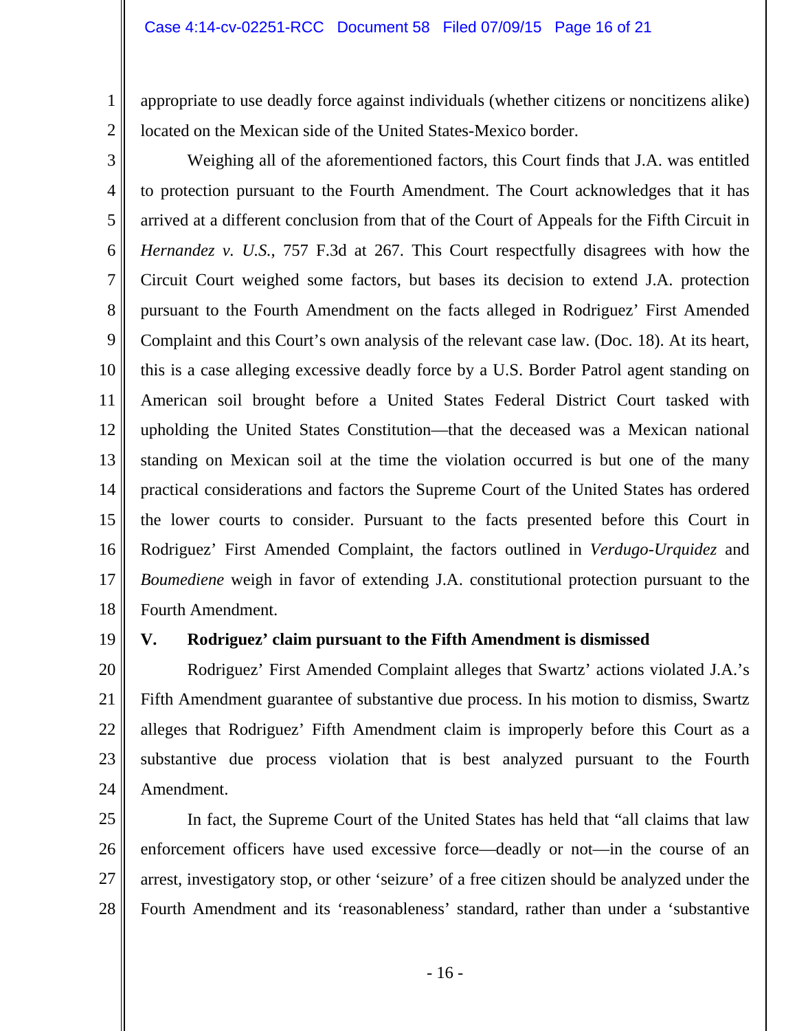appropriate to use deadly force against individuals (whether citizens or noncitizens alike) located on the Mexican side of the United States-Mexico border.

Weighing all of the aforementioned factors, this Court finds that J.A. was entitled to protection pursuant to the Fourth Amendment. The Court acknowledges that it has arrived at a different conclusion from that of the Court of Appeals for the Fifth Circuit in *Hernandez v. U.S.*, 757 F.3d at 267. This Court respectfully disagrees with how the Circuit Court weighed some factors, but bases its decision to extend J.A. protection pursuant to the Fourth Amendment on the facts alleged in Rodriguez' First Amended Complaint and this Court's own analysis of the relevant case law. (Doc. 18). At its heart, this is a case alleging excessive deadly force by a U.S. Border Patrol agent standing on American soil brought before a United States Federal District Court tasked with upholding the United States Constitution—that the deceased was a Mexican national standing on Mexican soil at the time the violation occurred is but one of the many practical considerations and factors the Supreme Court of the United States has ordered the lower courts to consider. Pursuant to the facts presented before this Court in Rodriguez' First Amended Complaint, the factors outlined in *Verdugo-Urquidez* and *Boumediene* weigh in favor of extending J.A. constitutional protection pursuant to the Fourth Amendment.

## V. Rodriguez' claim pursuant to the Fifth Amendment is dismissed

Rodriguez' First Amended Complaint alleges that Swartz' actions violated J.A.'s Fifth Amendment guarantee of substantive due process. In his motion to dismiss, Swartz alleges that Rodriguez' Fifth Amendment claim is improperly before this Court as a substantive due process violation that is best analyzed pursuant to the Fourth Amendment.

In fact, the Supreme Court of the United States has held that "all claims that law enforcement officers have used excessive force—deadly or not—in the course of an arrest, investigatory stop, or other 'seizure' of a free citizen should be analyzed under the Fourth Amendment and its 'reasonableness' standard, rather than under a 'substantive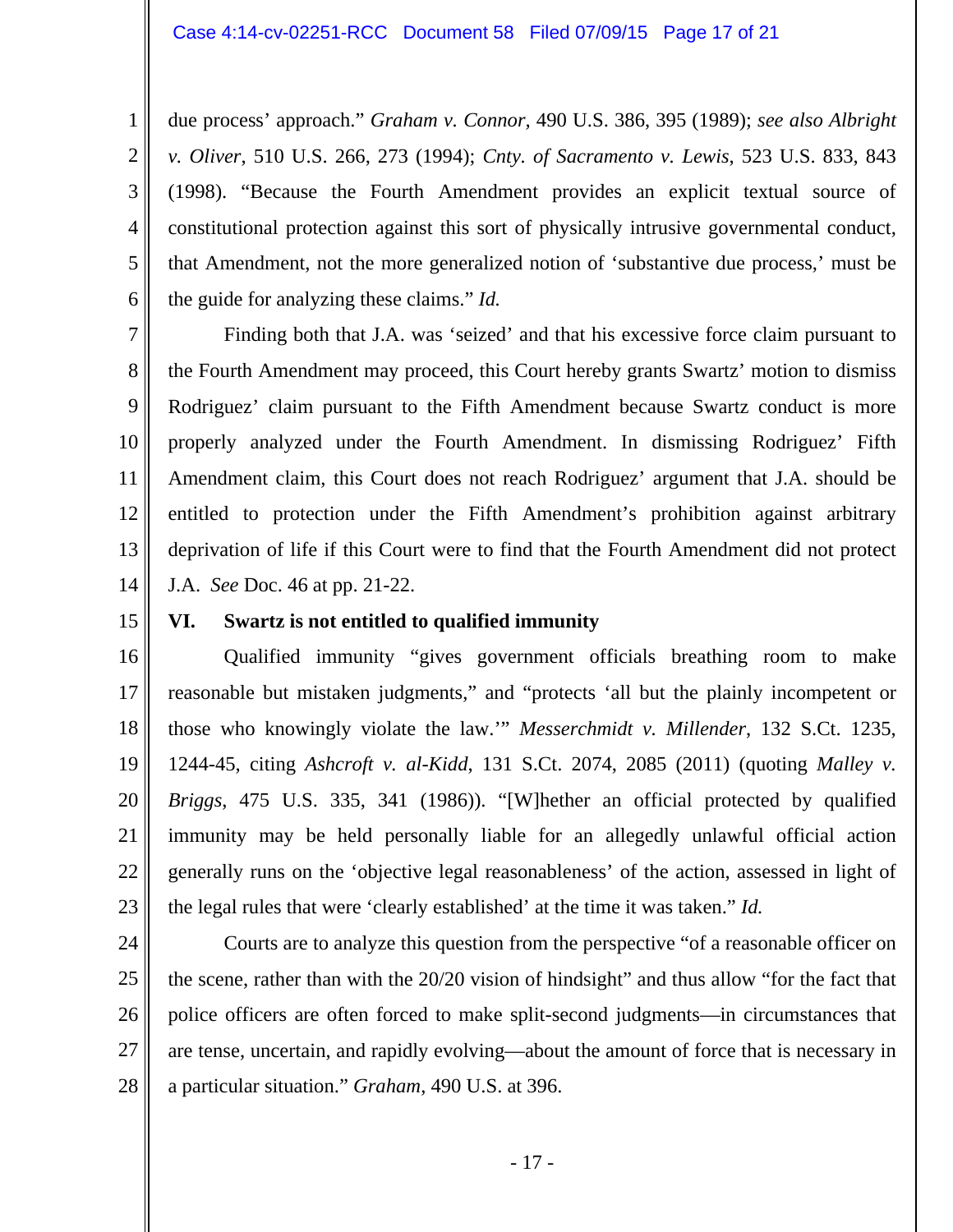due process' approach." *Graham v. Connor*, 490 U.S. 386, 395 (1989); *see also Albright v. Oliver*, 510 U.S. 266, 273 (1994); *Cnty. of Sacramento v. Lewis*, 523 U.S. 833, 843 (1998). "Because the Fourth Amendment provides an explicit textual source of constitutional protection against this sort of physically intrusive governmental conduct, that Amendment, not the more generalized notion of 'substantive due process,' must be the guide for analyzing these claims." *Id.*

Finding both that J.A. was 'seized' and that his excessive force claim pursuant to the Fourth Amendment may proceed, this Court hereby grants Swartz' motion to dismiss Rodriguez' claim pursuant to the Fifth Amendment because Swartz conduct is more properly analyzed under the Fourth Amendment. In dismissing Rodriguez' Fifth Amendment claim, this Court does not reach Rodriguez' argument that J.A. should be entitled to protection under the Fifth Amendment's prohibition against arbitrary deprivation of life if this Court were to find that the Fourth Amendment did not protect J.A. *See* Doc. 46 at pp. 21-22.

## VI. Swartz is not entitled to qualified immunity

Qualified immunity "gives government officials breathing room to make reasonable but mistaken judgments," and "protects 'all but the plainly incompetent or those who knowingly violate the law.'" *Messerchmidt v. Millender*, 132 S.Ct. 1235, 1244-45, citing *Ashcroft v. al-Kidd*, 131 S.Ct. 2074, 2085 (2011) (quoting *Malley v. Briggs*, 475 U.S. 335, 341 (1986)). "[W]hether an official protected by qualified immunity may be held personally liable for an allegedly unlawful official action generally runs on the 'objective legal reasonableness' of the action, assessed in light of the legal rules that were 'clearly established' at the time it was taken." *Id.*

Courts are to analyze this question from the perspective "of a reasonable officer on the scene, rather than with the 20/20 vision of hindsight" and thus allow "for the fact that police officers are often forced to make split-second judgments—in circumstances that are tense, uncertain, and rapidly evolving—about the amount of force that is necessary in a particular situation." *Graham*, 490 U.S. at 396.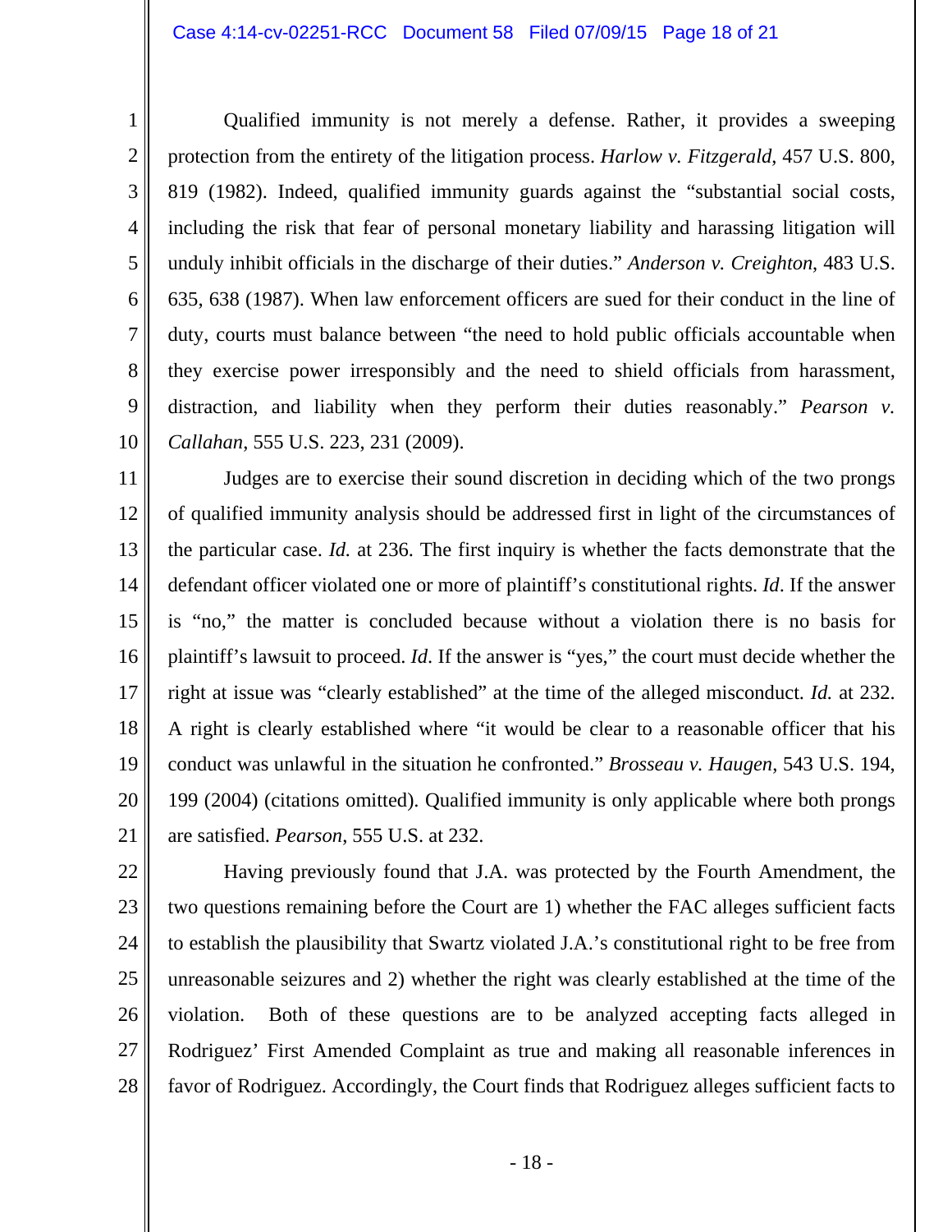Qualified immunity is not merely a defense. Rather, it provides a sweeping protection from the entirety of the litigation process. *Harlow v. Fitzgerald*, 457 U.S. 800, 819 (1982). Indeed, qualified immunity guards against the "substantial social costs, including the risk that fear of personal monetary liability and harassing litigation will unduly inhibit officials in the discharge of their duties." *Anderson v. Creighton*, 483 U.S. 635, 638 (1987). When law enforcement officers are sued for their conduct in the line of duty, courts must balance between "the need to hold public officials accountable when they exercise power irresponsibly and the need to shield officials from harassment, distraction, and liability when they perform their duties reasonably." *Pearson v. Callahan*, 555 U.S. 223, 231 (2009).

Judges are to exercise their sound discretion in deciding which of the two prongs of qualified immunity analysis should be addressed first in light of the circumstances of the particular case. *Id.* at 236. The first inquiry is whether the facts demonstrate that the defendant officer violated one or more of plaintiff's constitutional rights. *Id*. If the answer is "no," the matter is concluded because without a violation there is no basis for plaintiff's lawsuit to proceed. *Id*. If the answer is "yes," the court must decide whether the right at issue was "clearly established" at the time of the alleged misconduct. *Id.* at 232. A right is clearly established where "it would be clear to a reasonable officer that his conduct was unlawful in the situation he confronted." *Brosseau v. Haugen*, 543 U.S. 194, 199 (2004) (citations omitted). Qualified immunity is only applicable where both prongs are satisfied. *Pearson*, 555 U.S. at 232.

Having previously found that J.A. was protected by the Fourth Amendment, the two questions remaining before the Court are 1) whether the FAC alleges sufficient facts to establish the plausibility that Swartz violated J.A.'s constitutional right to be free from unreasonable seizures and 2) whether the right was clearly established at the time of the violation. Both of these questions are to be analyzed accepting facts alleged in Rodriguez' First Amended Complaint as true and making all reasonable inferences in favor of Rodriguez. Accordingly, the Court finds that Rodriguez alleges sufficient facts to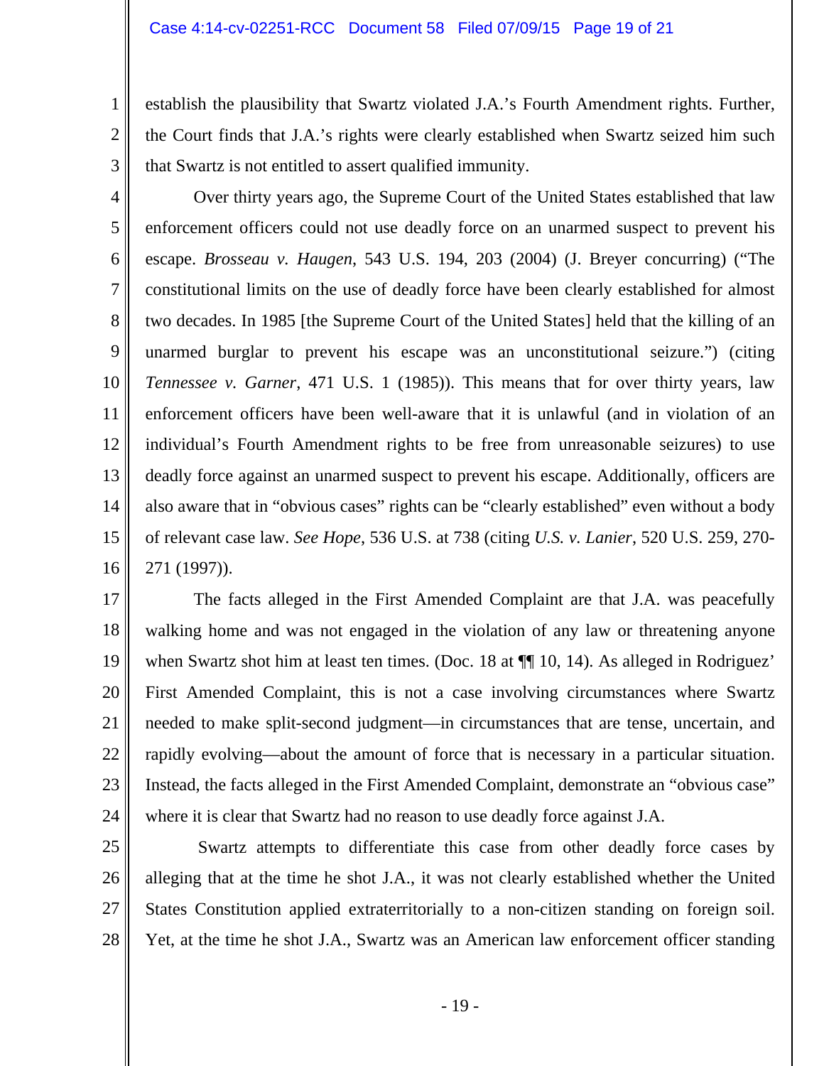establish the plausibility that Swartz violated J.A.'s Fourth Amendment rights. Further, the Court finds that J.A.'s rights were clearly established when Swartz seized him such that Swartz is not entitled to assert qualified immunity.

Over thirty years ago, the Supreme Court of the United States established that law enforcement officers could not use deadly force on an unarmed suspect to prevent his escape. *Brosseau v. Haugen*, 543 U.S. 194, 203 (2004) (J. Breyer concurring) ("The constitutional limits on the use of deadly force have been clearly established for almost two decades. In 1985 [the Supreme Court of the United States] held that the killing of an unarmed burglar to prevent his escape was an unconstitutional seizure.") (citing *Tennessee v. Garner*, 471 U.S. 1 (1985)). This means that for over thirty years, law enforcement officers have been well-aware that it is unlawful (and in violation of an individual's Fourth Amendment rights to be free from unreasonable seizures) to use deadly force against an unarmed suspect to prevent his escape. Additionally, officers are also aware that in "obvious cases" rights can be "clearly established" even without a body of relevant case law. *See Hope*, 536 U.S. at 738 (citing *U.S. v. Lanier*, 520 U.S. 259, 270-271 (1997)).

The facts alleged in the First Amended Complaint are that J.A. was peacefully walking home and was not engaged in the violation of any law or threatening anyone when Swartz shot him at least ten times. (Doc. 18 at ¶¶ 10, 14). As alleged in Rodriguez' First Amended Complaint, this is not a case involving circumstances where Swartz needed to make split-second judgment—in circumstances that are tense, uncertain, and rapidly evolving—about the amount of force that is necessary in a particular situation. Instead, the facts alleged in the First Amended Complaint, demonstrate an "obvious case" where it is clear that Swartz had no reason to use deadly force against J.A.

Swartz attempts to differentiate this case from other deadly force cases by alleging that at the time he shot J.A., it was not clearly established whether the United States Constitution applied extraterritorially to a non-citizen standing on foreign soil. Yet, at the time he shot J.A., Swartz was an American law enforcement officer standing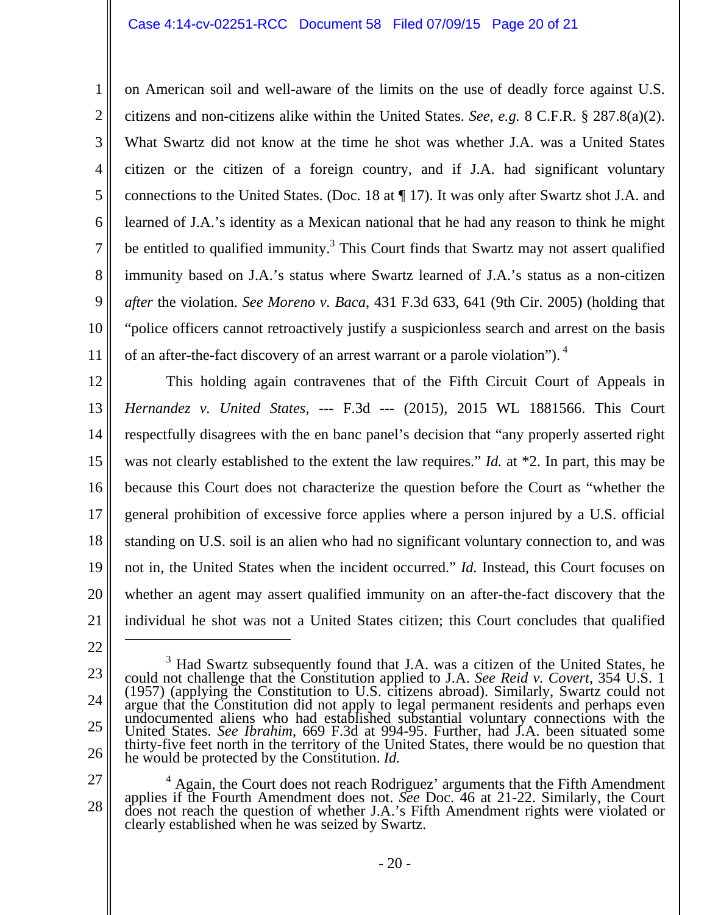on American soil and well-aware of the limits on the use of deadly force against U.S. citizens and non-citizens alike within the United States. *See, e.g.* 8 C.F.R. § 287.8(a)(2). What Swartz did not know at the time he shot was whether J.A. was a United States citizen or the citizen of a foreign country, and if J.A. had significant voluntary connections to the United States. (Doc. 18 at ¶ 17). It was only after Swartz shot J.A. and learned of J.A.'s identity as a Mexican national that he had any reason to think he might be entitled to qualified immunity.[3] This Court finds that Swartz may not assert qualified immunity based on J.A.'s status where Swartz learned of J.A.'s status as a non-citizen *after* the violation. *See Moreno v. Baca*, 431 F.3d 633, 641 (9th Cir. 2005) (holding that "police officers cannot retroactively justify a suspicionless search and arrest on the basis of an after-the-fact discovery of an arrest warrant or a parole violation").[4]

This holding again contravenes that of the Fifth Circuit Court of Appeals in *Hernandez v. United States*, --- F.3d --- (2015), 2015 WL 1881566. This Court respectfully disagrees with the en banc panel's decision that "any properly asserted right was not clearly established to the extent the law requires." *Id.* at *2. In part, this may be because this Court does not characterize the question before the Court as "whether the general prohibition of excessive force applies where a person injured by a U.S. official standing on U.S. soil is an alien who had no significant voluntary connection to, and was not in, the United States when the incident occurred." *Id.* Instead, this Court focuses on whether an agent may assert qualified immunity on an after-the-fact discovery that the individual he shot was not a United States citizen; this Court concludes that qualified

---

[3] Had Swartz subsequently found that J.A. was a citizen of the United States, he could not challenge that the Constitution applied to J.A. *See Reid v. Covert*, 354 U.S. 1 (1957) (applying the Constitution to U.S. citizens abroad). Similarly, Swartz could not argue that the Constitution did not apply to legal permanent residents and perhaps even undocumented aliens who had established substantial voluntary connections with the United States. *See Ibrahim*, 669 F.3d at 994-95. Further, had J.A. been situated some thirty-five feet north in the territory of the United States, there would be no question that he would be protected by the Constitution. *Id.*

[4] Again, the Court does not reach Rodriguez' arguments that the Fifth Amendment applies if the Fourth Amendment does not. *See* Doc. 46 at 21-22. Similarly, the Court does not reach the question of whether J.A.'s Fifth Amendment rights were violated or clearly established when he was seized by Swartz.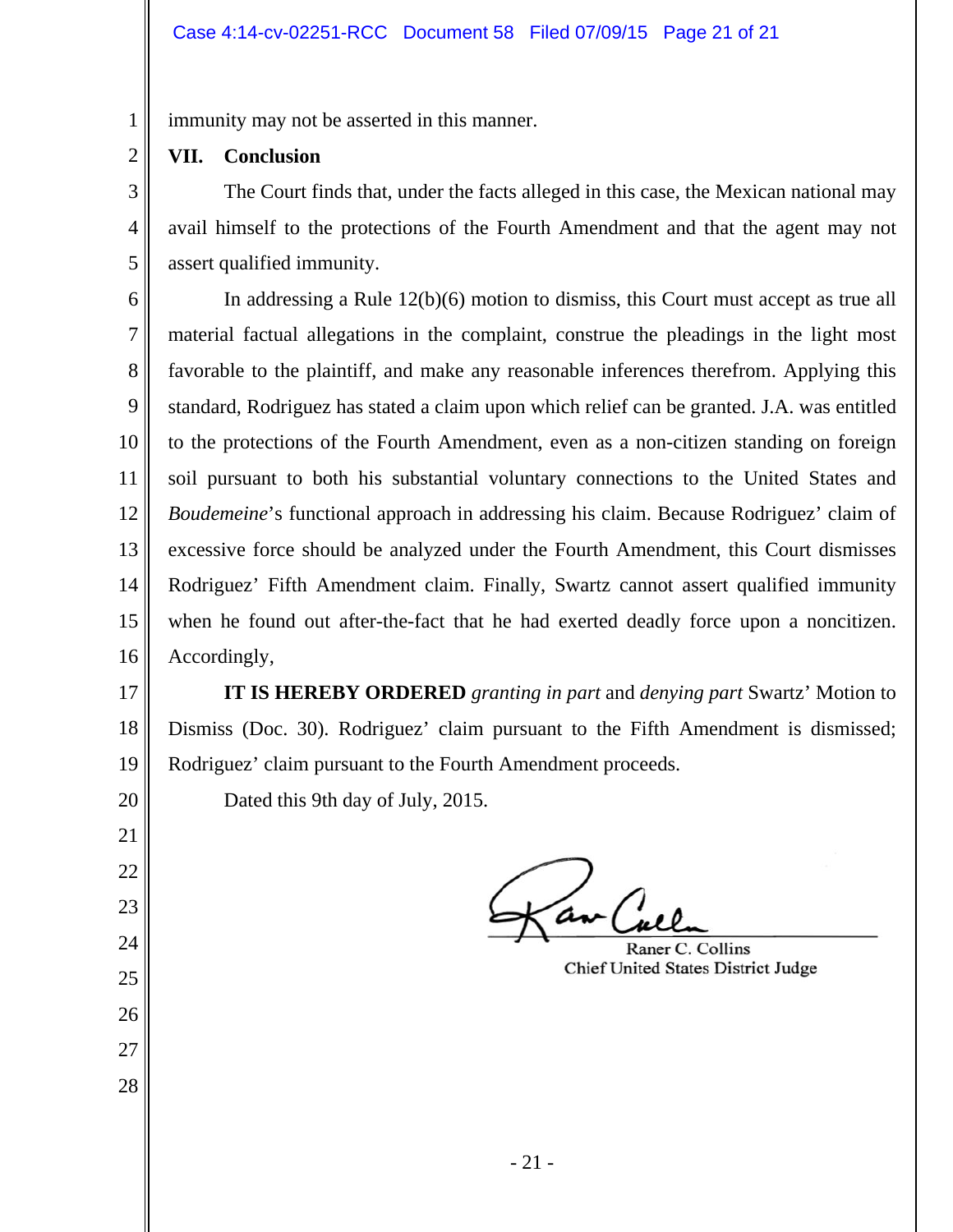immunity may not be asserted in this manner.

## VII. Conclusion

The Court finds that, under the facts alleged in this case, the Mexican national may avail himself to the protections of the Fourth Amendment and that the agent may not assert qualified immunity.

In addressing a Rule 12(b)(6) motion to dismiss, this Court must accept as true all material factual allegations in the complaint, construe the pleadings in the light most favorable to the plaintiff, and make any reasonable inferences therefrom. Applying this standard, Rodriguez has stated a claim upon which relief can be granted. J.A. was entitled to the protections of the Fourth Amendment, even as a non-citizen standing on foreign soil pursuant to both his substantial voluntary connections to the United States and *Boudemeine*'s functional approach in addressing his claim. Because Rodriguez' claim of excessive force should be analyzed under the Fourth Amendment, this Court dismisses Rodriguez' Fifth Amendment claim. Finally, Swartz cannot assert qualified immunity when he found out after-the-fact that he had exerted deadly force upon a noncitizen. Accordingly,

**IT IS HEREBY ORDERED** *granting in part* and *denying part* Swartz' Motion to Dismiss (Doc. 30). Rodriguez' claim pursuant to the Fifth Amendment is dismissed; Rodriguez' claim pursuant to the Fourth Amendment proceeds.

Dated this 9th day of July, 2015.

Raner C. Collins
Chief United States District Judge